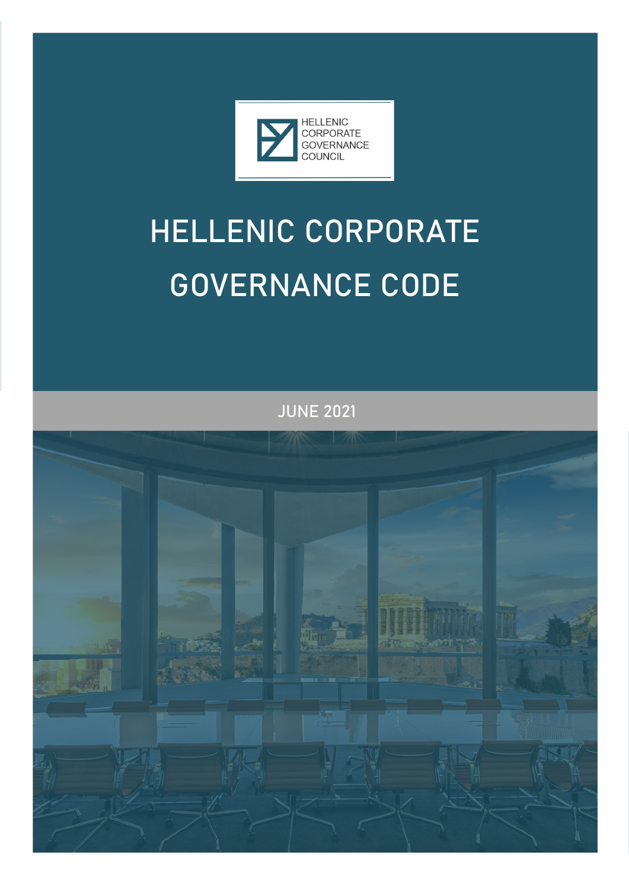HELLENIC
CORPORATE
GOVERNANCE
COUNCIL

# HELLENIC CORPORATE GOVERNANCE CODE

JUNE 2021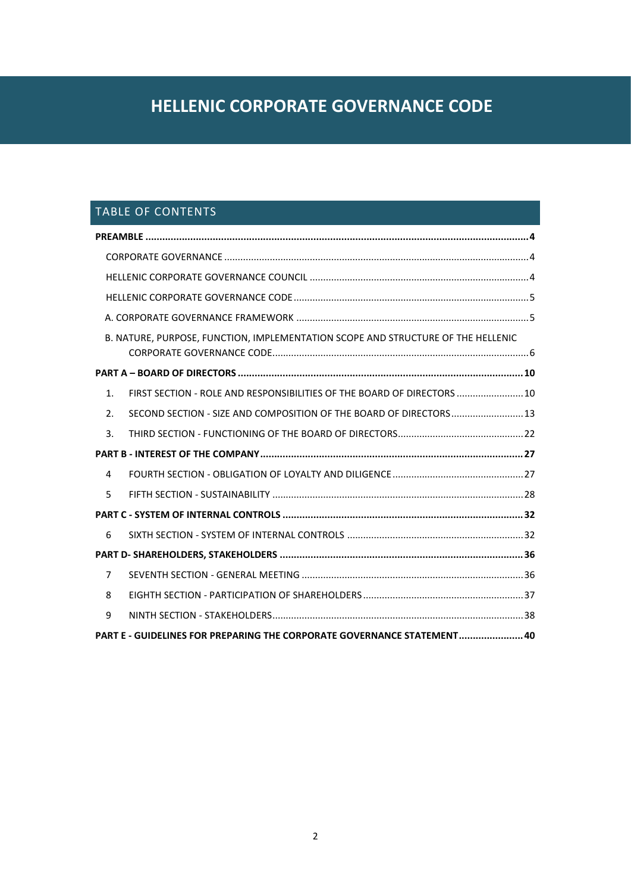# HELLENIC CORPORATE GOVERNANCE CODE

## TABLE OF CONTENTS

**PREAMBLE** .......... **4**

- CORPORATE GOVERNANCE .......... 4
- HELLENIC CORPORATE GOVERNANCE COUNCIL .......... 4
- HELLENIC CORPORATE GOVERNANCE CODE .......... 5
- A. CORPORATE GOVERNANCE FRAMEWORK .......... 5
- B. NATURE, PURPOSE, FUNCTION, IMPLEMENTATION SCOPE AND STRUCTURE OF THE HELLENIC CORPORATE GOVERNANCE CODE .......... 6

**PART A – BOARD OF DIRECTORS** .......... **10**

1. FIRST SECTION - ROLE AND RESPONSIBILITIES OF THE BOARD OF DIRECTORS .......... 10
2. SECOND SECTION - SIZE AND COMPOSITION OF THE BOARD OF DIRECTORS .......... 13
3. THIRD SECTION - FUNCTIONING OF THE BOARD OF DIRECTORS .......... 22

**PART B - INTEREST OF THE COMPANY** .......... **27**

4 FOURTH SECTION - OBLIGATION OF LOYALTY AND DILIGENCE .......... 27

5 FIFTH SECTION - SUSTAINABILITY .......... 28

**PART C - SYSTEM OF INTERNAL CONTROLS** .......... **32**

6 SIXTH SECTION - SYSTEM OF INTERNAL CONTROLS .......... 32

**PART D- SHAREHOLDERS, STAKEHOLDERS** .......... **36**

7 SEVENTH SECTION - GENERAL MEETING .......... 36

8 EIGHTH SECTION - PARTICIPATION OF SHAREHOLDERS .......... 37

9 NINTH SECTION - STAKEHOLDERS .......... 38

**PART E - GUIDELINES FOR PREPARING THE CORPORATE GOVERNANCE STATEMENT** .......... **40**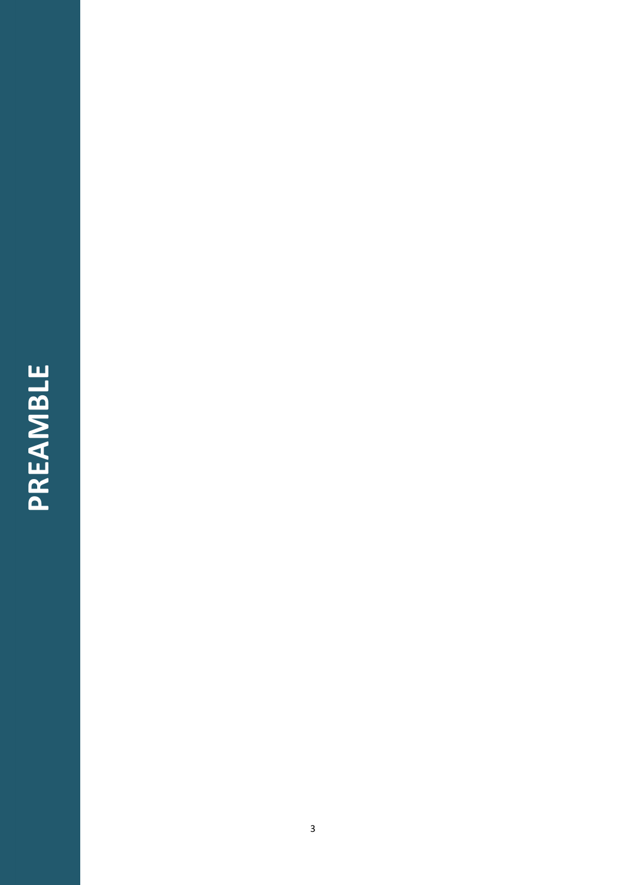# PREAMBLE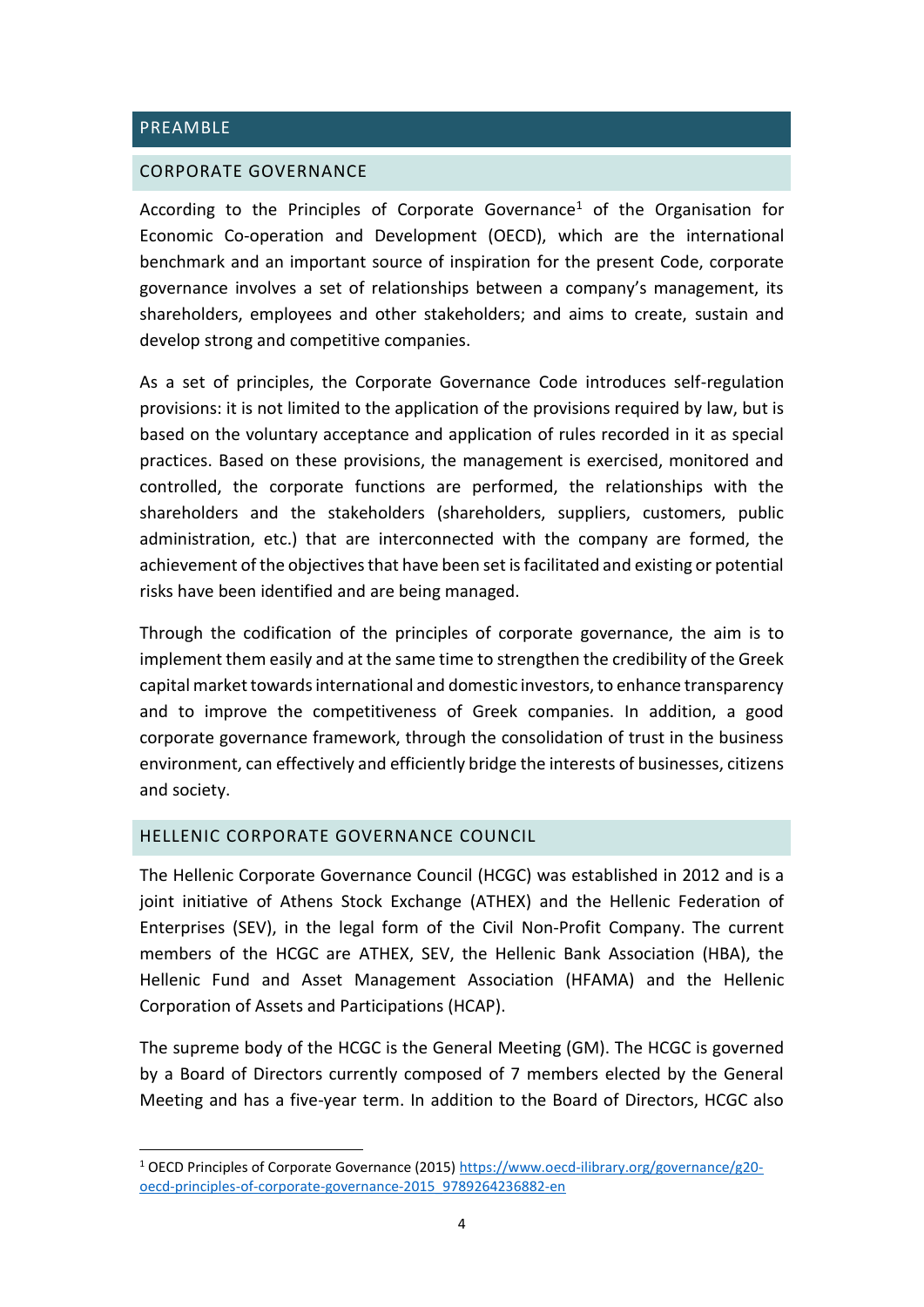# PREAMBLE

## CORPORATE GOVERNANCE

According to the Principles of Corporate Governance[1] of the Organisation for Economic Co-operation and Development (OECD), which are the international benchmark and an important source of inspiration for the present Code, corporate governance involves a set of relationships between a company's management, its shareholders, employees and other stakeholders; and aims to create, sustain and develop strong and competitive companies.

As a set of principles, the Corporate Governance Code introduces self-regulation provisions: it is not limited to the application of the provisions required by law, but is based on the voluntary acceptance and application of rules recorded in it as special practices. Based on these provisions, the management is exercised, monitored and controlled, the corporate functions are performed, the relationships with the shareholders and the stakeholders (shareholders, suppliers, customers, public administration, etc.) that are interconnected with the company are formed, the achievement of the objectives that have been set is facilitated and existing or potential risks have been identified and are being managed.

Through the codification of the principles of corporate governance, the aim is to implement them easily and at the same time to strengthen the credibility of the Greek capital market towards international and domestic investors, to enhance transparency and to improve the competitiveness of Greek companies. In addition, a good corporate governance framework, through the consolidation of trust in the business environment, can effectively and efficiently bridge the interests of businesses, citizens and society.

## HELLENIC CORPORATE GOVERNANCE COUNCIL

The Hellenic Corporate Governance Council (HCGC) was established in 2012 and is a joint initiative of Athens Stock Exchange (ATHEX) and the Hellenic Federation of Enterprises (SEV), in the legal form of the Civil Non-Profit Company. The current members of the HCGC are ATHEX, SEV, the Hellenic Bank Association (HBA), the Hellenic Fund and Asset Management Association (HFAMA) and the Hellenic Corporation of Assets and Participations (HCAP).

The supreme body of the HCGC is the General Meeting (GM). The HCGC is governed by a Board of Directors currently composed of 7 members elected by the General Meeting and has a five-year term. In addition to the Board of Directors, HCGC also

---

[1] OECD Principles of Corporate Governance (2015) https://www.oecd-ilibrary.org/governance/g20-oecd-principles-of-corporate-governance-2015_9789264236882-en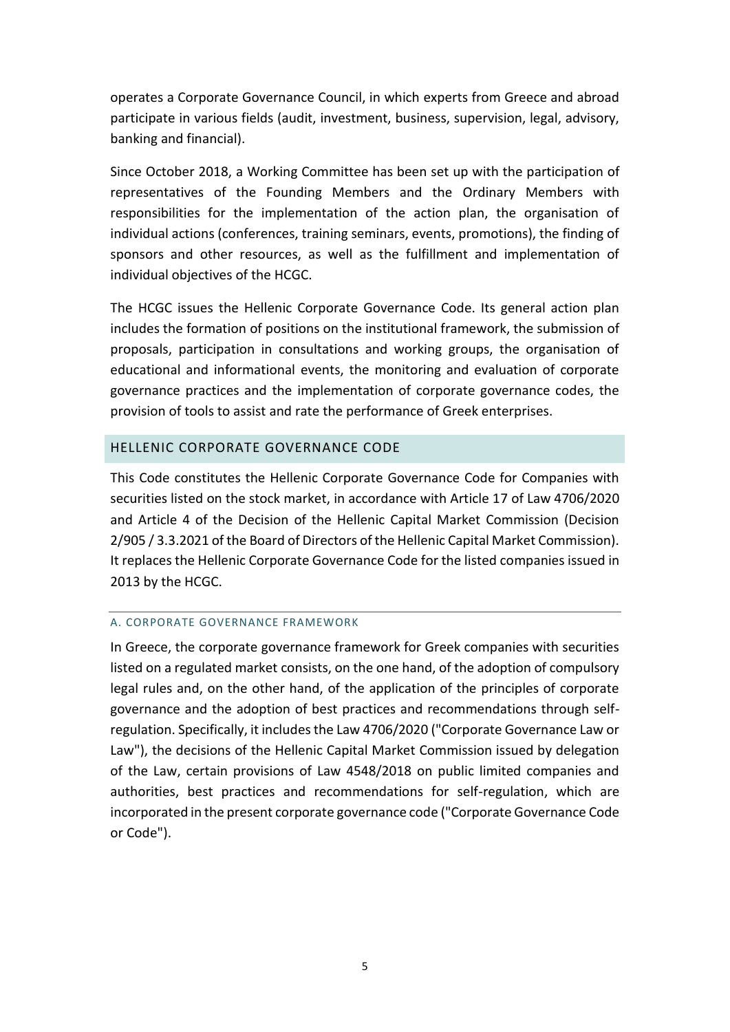operates a Corporate Governance Council, in which experts from Greece and abroad participate in various fields (audit, investment, business, supervision, legal, advisory, banking and financial).

Since October 2018, a Working Committee has been set up with the participation of representatives of the Founding Members and the Ordinary Members with responsibilities for the implementation of the action plan, the organisation of individual actions (conferences, training seminars, events, promotions), the finding of sponsors and other resources, as well as the fulfillment and implementation of individual objectives of the HCGC.

The HCGC issues the Hellenic Corporate Governance Code. Its general action plan includes the formation of positions on the institutional framework, the submission of proposals, participation in consultations and working groups, the organisation of educational and informational events, the monitoring and evaluation of corporate governance practices and the implementation of corporate governance codes, the provision of tools to assist and rate the performance of Greek enterprises.

## HELLENIC CORPORATE GOVERNANCE CODE

This Code constitutes the Hellenic Corporate Governance Code for Companies with securities listed on the stock market, in accordance with Article 17 of Law 4706/2020 and Article 4 of the Decision of the Hellenic Capital Market Commission (Decision 2/905 / 3.3.2021 of the Board of Directors of the Hellenic Capital Market Commission). It replaces the Hellenic Corporate Governance Code for the listed companies issued in 2013 by the HCGC.

### A. CORPORATE GOVERNANCE FRAMEWORK

In Greece, the corporate governance framework for Greek companies with securities listed on a regulated market consists, on the one hand, of the adoption of compulsory legal rules and, on the other hand, of the application of the principles of corporate governance and the adoption of best practices and recommendations through self-regulation. Specifically, it includes the Law 4706/2020 ("Corporate Governance Law or Law"), the decisions of the Hellenic Capital Market Commission issued by delegation of the Law, certain provisions of Law 4548/2018 on public limited companies and authorities, best practices and recommendations for self-regulation, which are incorporated in the present corporate governance code ("Corporate Governance Code or Code").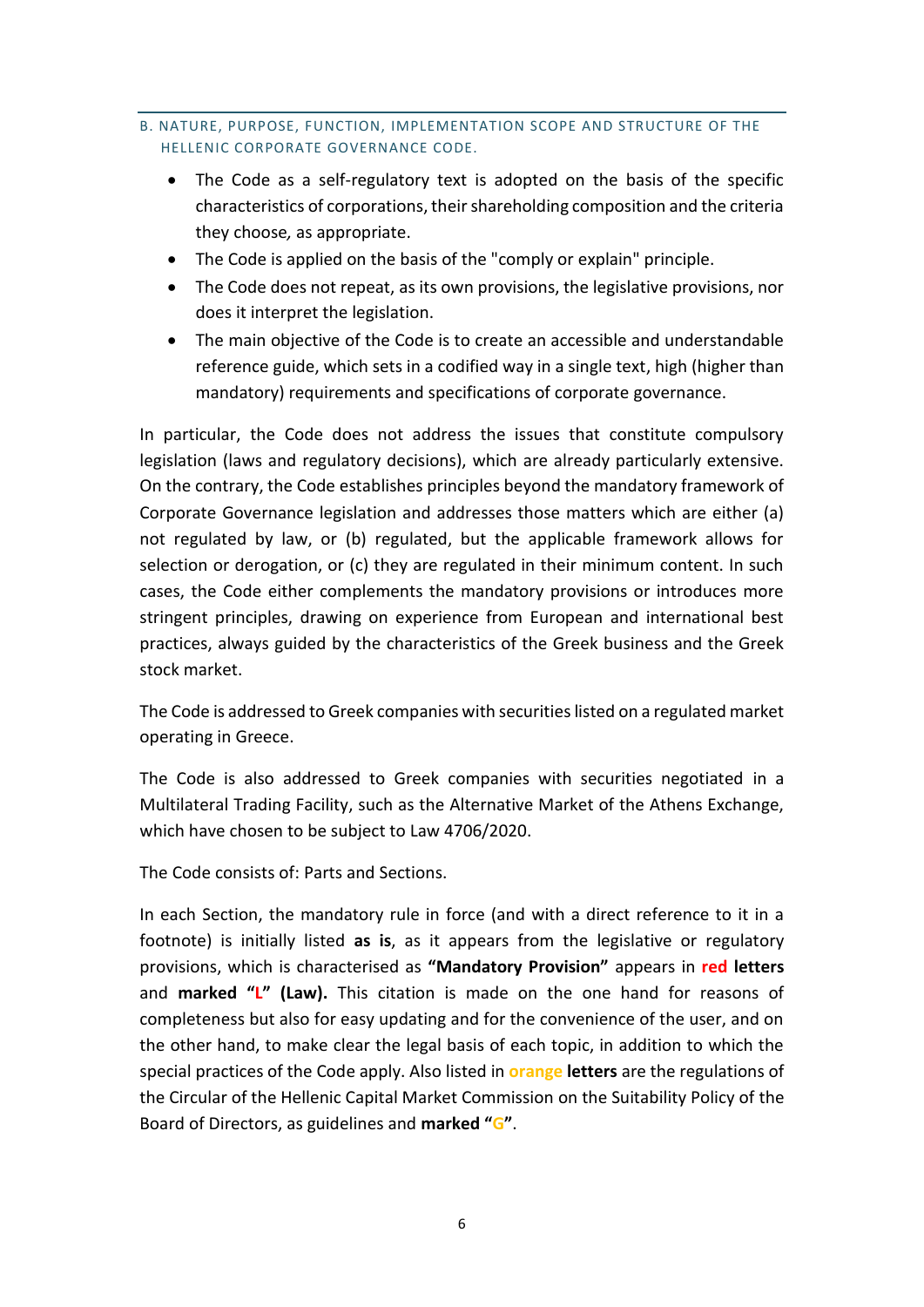## B. NATURE, PURPOSE, FUNCTION, IMPLEMENTATION SCOPE AND STRUCTURE OF THE HELLENIC CORPORATE GOVERNANCE CODE.

- The Code as a self-regulatory text is adopted on the basis of the specific characteristics of corporations, their shareholding composition and the criteria they choose*,* as appropriate.
- The Code is applied on the basis of the "comply or explain" principle.
- The Code does not repeat, as its own provisions, the legislative provisions, nor does it interpret the legislation.
- The main objective of the Code is to create an accessible and understandable reference guide, which sets in a codified way in a single text, high (higher than mandatory) requirements and specifications of corporate governance.

In particular, the Code does not address the issues that constitute compulsory legislation (laws and regulatory decisions), which are already particularly extensive. On the contrary, the Code establishes principles beyond the mandatory framework of Corporate Governance legislation and addresses those matters which are either (a) not regulated by law, or (b) regulated, but the applicable framework allows for selection or derogation, or (c) they are regulated in their minimum content. In such cases, the Code either complements the mandatory provisions or introduces more stringent principles, drawing on experience from European and international best practices, always guided by the characteristics of the Greek business and the Greek stock market.

The Code is addressed to Greek companies with securities listed on a regulated market operating in Greece.

The Code is also addressed to Greek companies with securities negotiated in a Multilateral Trading Facility, such as the Alternative Market of the Athens Exchange, which have chosen to be subject to Law 4706/2020.

The Code consists of: Parts and Sections.

In each Section, the mandatory rule in force (and with a direct reference to it in a footnote) is initially listed **as is**, as it appears from the legislative or regulatory provisions, which is characterised as **"Mandatory Provision"** appears in **red letters** and **marked "L" (Law).** This citation is made on the one hand for reasons of completeness but also for easy updating and for the convenience of the user, and on the other hand, to make clear the legal basis of each topic, in addition to which the special practices of the Code apply. Also listed in **orange letters** are the regulations of the Circular of the Hellenic Capital Market Commission on the Suitability Policy of the Board of Directors, as guidelines and **marked "G"**.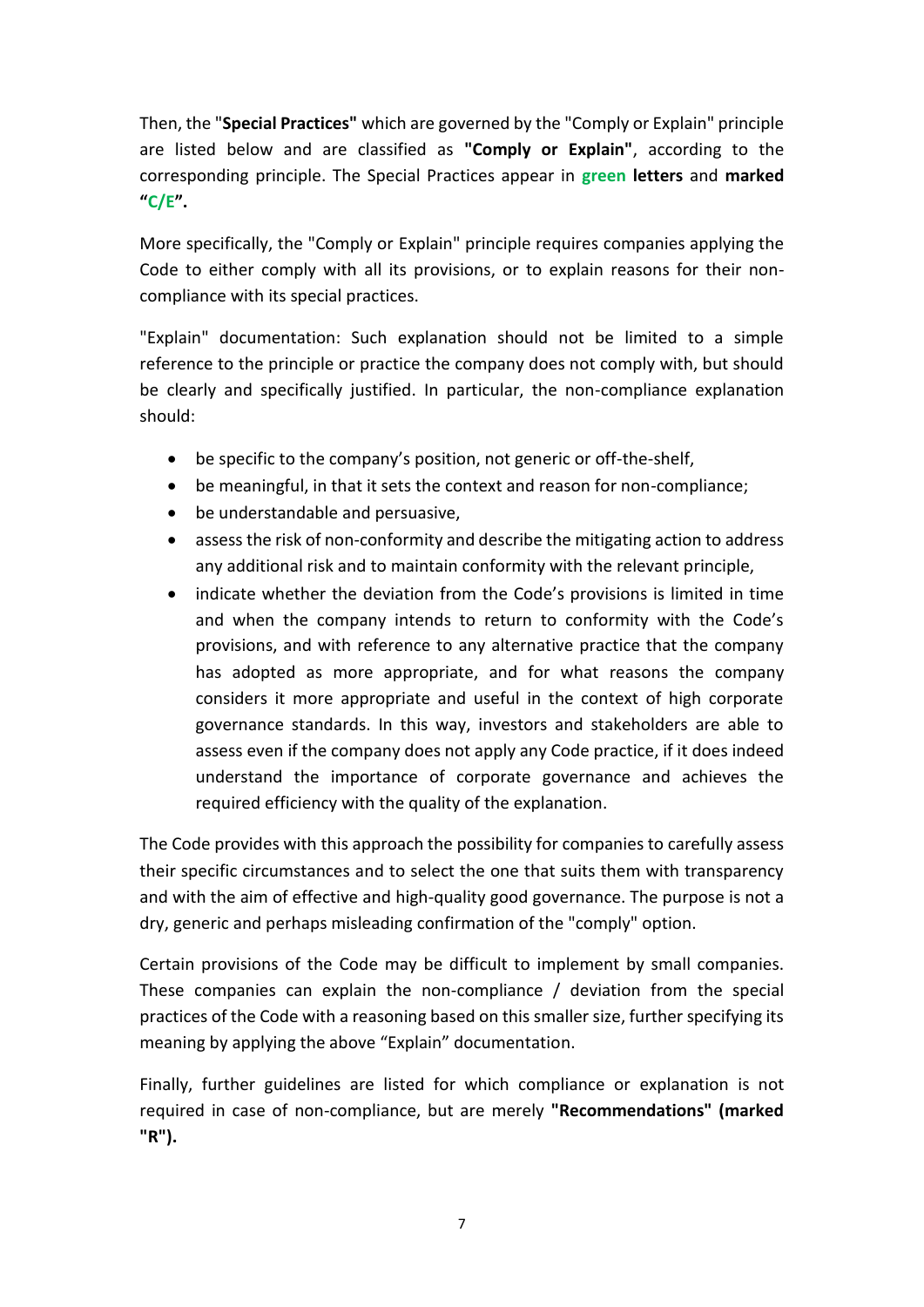Then, the "**Special Practices"** which are governed by the "Comply or Explain" principle are listed below and are classified as **"Comply or Explain"**, according to the corresponding principle. The Special Practices appear in **green letters** and **marked "C/E".**

More specifically, the "Comply or Explain" principle requires companies applying the Code to either comply with all its provisions, or to explain reasons for their non-compliance with its special practices.

"Explain" documentation: Such explanation should not be limited to a simple reference to the principle or practice the company does not comply with, but should be clearly and specifically justified. In particular, the non-compliance explanation should:

- be specific to the company's position, not generic or off-the-shelf,
- be meaningful, in that it sets the context and reason for non-compliance;
- be understandable and persuasive,
- assess the risk of non-conformity and describe the mitigating action to address any additional risk and to maintain conformity with the relevant principle,
- indicate whether the deviation from the Code's provisions is limited in time and when the company intends to return to conformity with the Code's provisions, and with reference to any alternative practice that the company has adopted as more appropriate, and for what reasons the company considers it more appropriate and useful in the context of high corporate governance standards. In this way, investors and stakeholders are able to assess even if the company does not apply any Code practice, if it does indeed understand the importance of corporate governance and achieves the required efficiency with the quality of the explanation.

The Code provides with this approach the possibility for companies to carefully assess their specific circumstances and to select the one that suits them with transparency and with the aim of effective and high-quality good governance. The purpose is not a dry, generic and perhaps misleading confirmation of the "comply" option.

Certain provisions of the Code may be difficult to implement by small companies. These companies can explain the non-compliance / deviation from the special practices of the Code with a reasoning based on this smaller size, further specifying its meaning by applying the above "Explain" documentation.

Finally, further guidelines are listed for which compliance or explanation is not required in case of non-compliance, but are merely **"Recommendations" (marked "R").**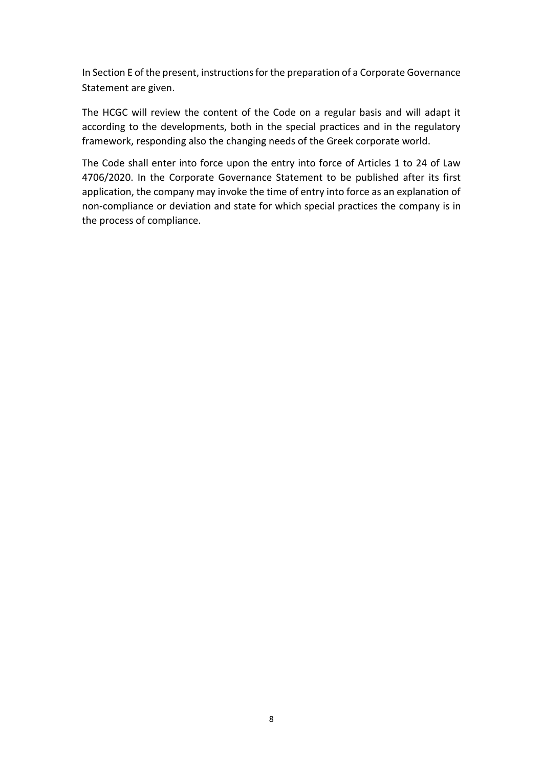In Section E of the present, instructions for the preparation of a Corporate Governance Statement are given.

The HCGC will review the content of the Code on a regular basis and will adapt it according to the developments, both in the special practices and in the regulatory framework, responding also the changing needs of the Greek corporate world.

The Code shall enter into force upon the entry into force of Articles 1 to 24 of Law 4706/2020. In the Corporate Governance Statement to be published after its first application, the company may invoke the time of entry into force as an explanation of non-compliance or deviation and state for which special practices the company is in the process of compliance.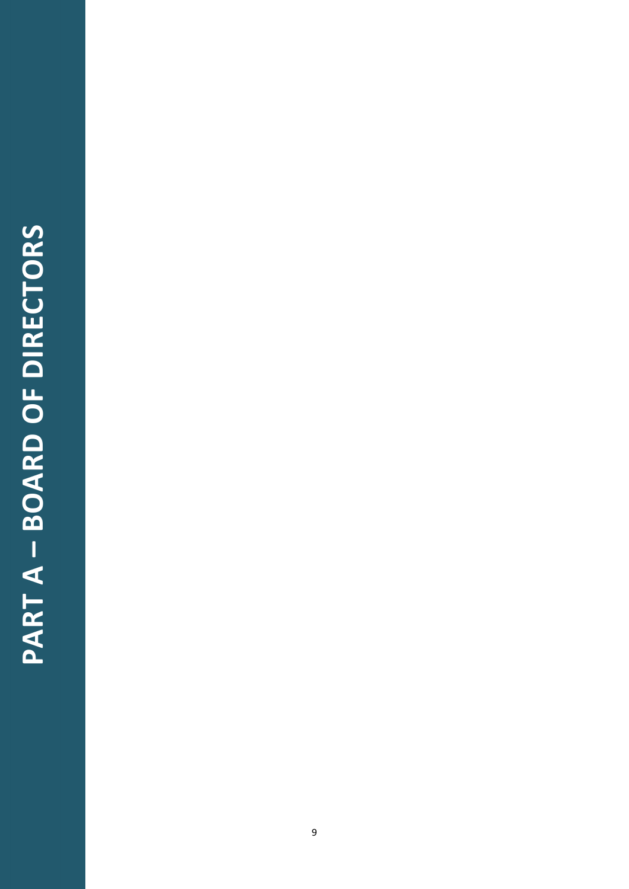# PART A – BOARD OF DIRECTORS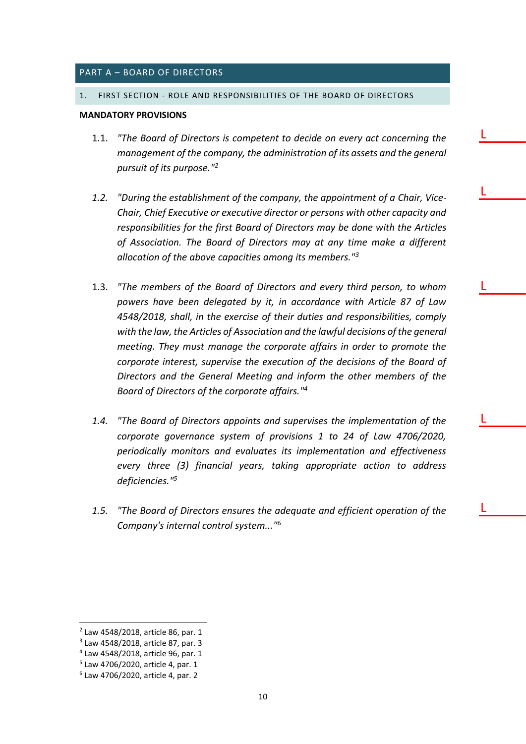## PART A – BOARD OF DIRECTORS

### 1. FIRST SECTION - ROLE AND RESPONSIBILITIES OF THE BOARD OF DIRECTORS

**MANDATORY PROVISIONS**

1.1. *"The Board of Directors is competent to decide on every act concerning the management of the company, the administration of its assets and the general pursuit of its purpose."*[2] L

*1.2.* *"During the establishment of the company, the appointment of a Chair, Vice-Chair, Chief Executive or executive director or persons with other capacity and responsibilities for the first Board of Directors may be done with the Articles of Association. The Board of Directors may at any time make a different allocation of the above capacities among its members."*[3] L

1.3. *"The members of the Board of Directors and every third person, to whom powers have been delegated by it, in accordance with Article 87 of Law 4548/2018, shall, in the exercise of their duties and responsibilities, comply with the law, the Articles of Association and the lawful decisions of the general meeting. They must manage the corporate affairs in order to promote the corporate interest, supervise the execution of the decisions of the Board of Directors and the General Meeting and inform the other members of the Board of Directors of the corporate affairs."*[4] L

*1.4.* *"The Board of Directors appoints and supervises the implementation of the corporate governance system of provisions 1 to 24 of Law 4706/2020, periodically monitors and evaluates its implementation and effectiveness every three (3) financial years, taking appropriate action to address deficiencies."*[5] L

*1.5.* *"The Board of Directors ensures the adequate and efficient operation of the Company's internal control system..."*[6] L

---

[2] Law 4548/2018, article 86, par. 1
[3] Law 4548/2018, article 87, par. 3
[4] Law 4548/2018, article 96, par. 1
[5] Law 4706/2020, article 4, par. 1
[6] Law 4706/2020, article 4, par. 2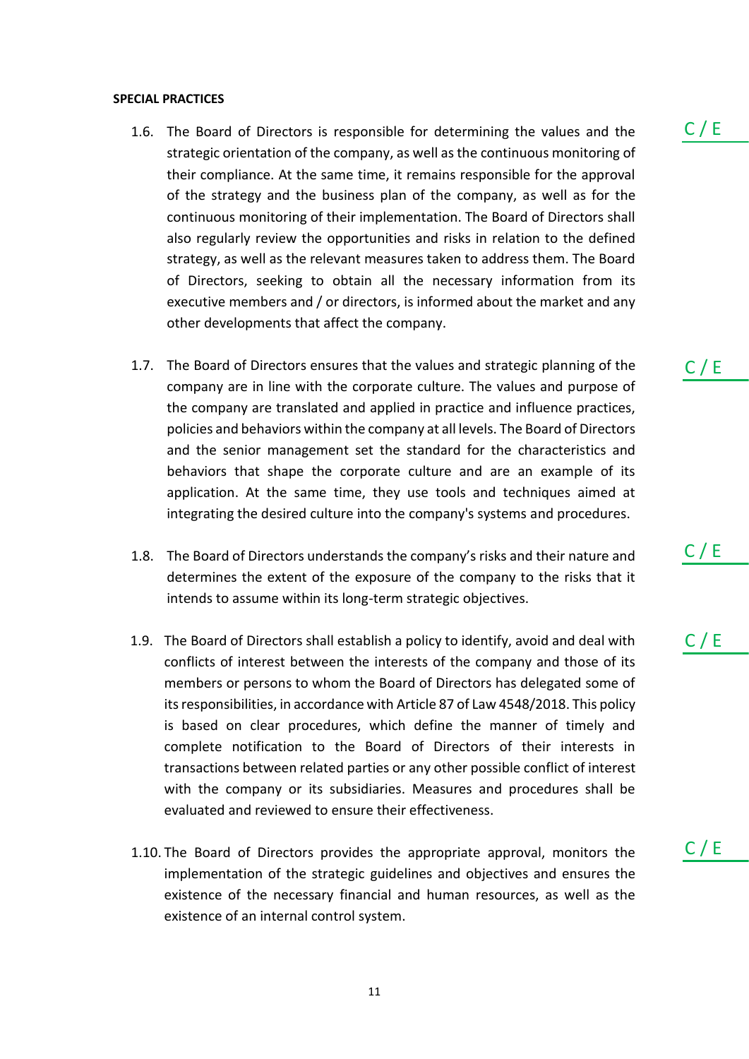**SPECIAL PRACTICES**

1.6. The Board of Directors is responsible for determining the values and the strategic orientation of the company, as well as the continuous monitoring of their compliance. At the same time, it remains responsible for the approval of the strategy and the business plan of the company, as well as for the continuous monitoring of their implementation. The Board of Directors shall also regularly review the opportunities and risks in relation to the defined strategy, as well as the relevant measures taken to address them. The Board of Directors, seeking to obtain all the necessary information from its executive members and / or directors, is informed about the market and any other developments that affect the company.

C / E

1.7. The Board of Directors ensures that the values and strategic planning of the company are in line with the corporate culture. The values and purpose of the company are translated and applied in practice and influence practices, policies and behaviors within the company at all levels. The Board of Directors and the senior management set the standard for the characteristics and behaviors that shape the corporate culture and are an example of its application. At the same time, they use tools and techniques aimed at integrating the desired culture into the company's systems and procedures.

C / E

1.8. The Board of Directors understands the company's risks and their nature and determines the extent of the exposure of the company to the risks that it intends to assume within its long-term strategic objectives.

C / E

1.9. The Board of Directors shall establish a policy to identify, avoid and deal with conflicts of interest between the interests of the company and those of its members or persons to whom the Board of Directors has delegated some of its responsibilities, in accordance with Article 87 of Law 4548/2018. This policy is based on clear procedures, which define the manner of timely and complete notification to the Board of Directors of their interests in transactions between related parties or any other possible conflict of interest with the company or its subsidiaries. Measures and procedures shall be evaluated and reviewed to ensure their effectiveness.

C / E

1.10. The Board of Directors provides the appropriate approval, monitors the implementation of the strategic guidelines and objectives and ensures the existence of the necessary financial and human resources, as well as the existence of an internal control system.

C / E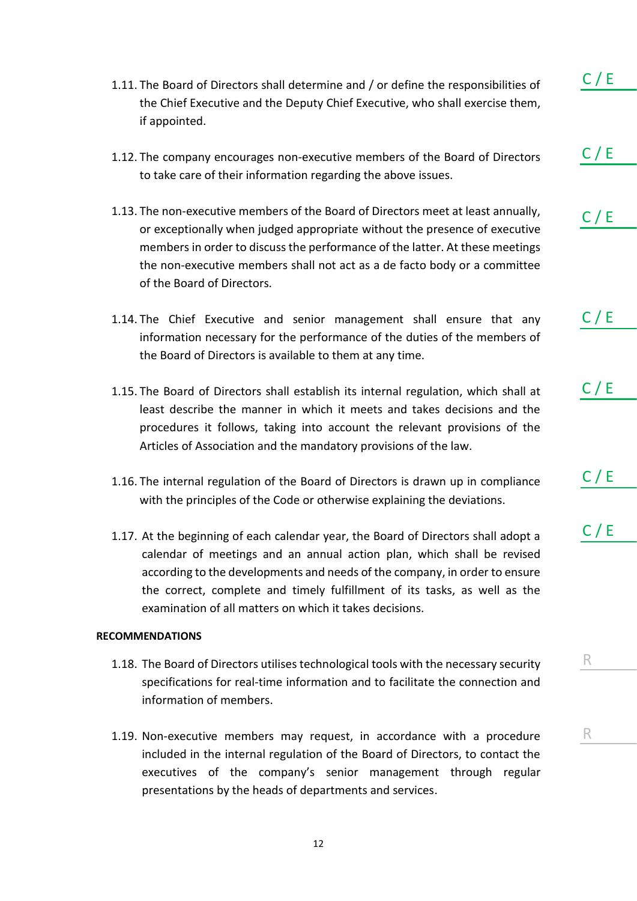1.11. The Board of Directors shall determine and / or define the responsibilities of the Chief Executive and the Deputy Chief Executive, who shall exercise them, if appointed. C / E

1.12. The company encourages non-executive members of the Board of Directors to take care of their information regarding the above issues. C / E

1.13. The non-executive members of the Board of Directors meet at least annually, or exceptionally when judged appropriate without the presence of executive members in order to discuss the performance of the latter. At these meetings the non-executive members shall not act as a de facto body or a committee of the Board of Directors. C / E

1.14. The Chief Executive and senior management shall ensure that any information necessary for the performance of the duties of the members of the Board of Directors is available to them at any time. C / E

1.15. The Board of Directors shall establish its internal regulation, which shall at least describe the manner in which it meets and takes decisions and the procedures it follows, taking into account the relevant provisions of the Articles of Association and the mandatory provisions of the law. C / E

1.16. The internal regulation of the Board of Directors is drawn up in compliance with the principles of the Code or otherwise explaining the deviations. C / E

1.17. At the beginning of each calendar year, the Board of Directors shall adopt a calendar of meetings and an annual action plan, which shall be revised according to the developments and needs of the company, in order to ensure the correct, complete and timely fulfillment of its tasks, as well as the examination of all matters on which it takes decisions. C / E

**RECOMMENDATIONS**

1.18. The Board of Directors utilises technological tools with the necessary security specifications for real-time information and to facilitate the connection and information of members. R

1.19. Non-executive members may request, in accordance with a procedure included in the internal regulation of the Board of Directors, to contact the executives of the company's senior management through regular presentations by the heads of departments and services. R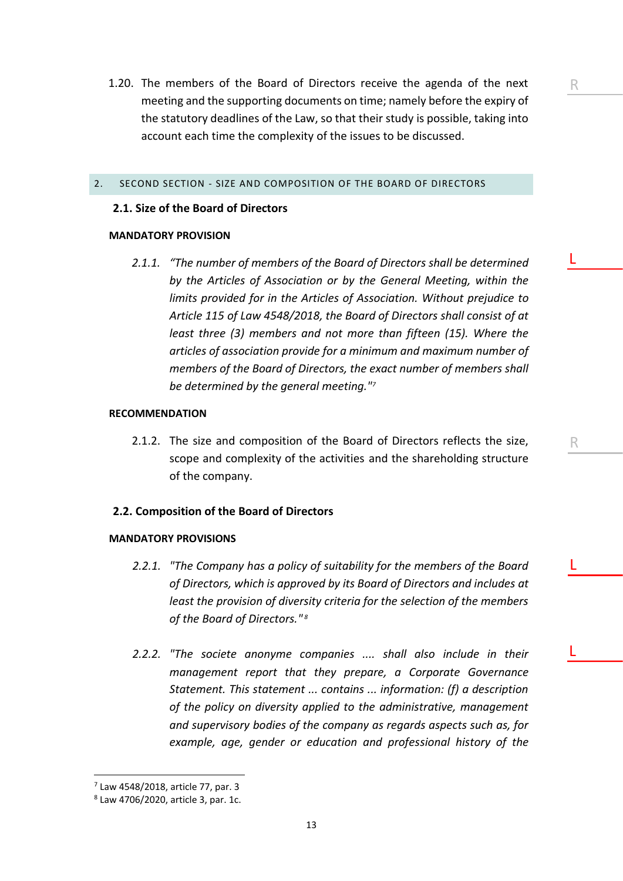1.20. The members of the Board of Directors receive the agenda of the next meeting and the supporting documents on time; namely before the expiry of the statutory deadlines of the Law, so that their study is possible, taking into account each time the complexity of the issues to be discussed. R

## 2. SECOND SECTION - SIZE AND COMPOSITION OF THE BOARD OF DIRECTORS

### 2.1. Size of the Board of Directors

**MANDATORY PROVISION**

2.1.1. *"The number of members of the Board of Directors shall be determined by the Articles of Association or by the General Meeting, within the limits provided for in the Articles of Association. Without prejudice to Article 115 of Law 4548/2018, the Board of Directors shall consist of at least three (3) members and not more than fifteen (15). Where the articles of association provide for a minimum and maximum number of members of the Board of Directors, the exact number of members shall be determined by the general meeting."*[7] L

**RECOMMENDATION**

2.1.2. The size and composition of the Board of Directors reflects the size, scope and complexity of the activities and the shareholding structure of the company. R

### 2.2. Composition of the Board of Directors

**MANDATORY PROVISIONS**

2.2.1. *"The Company has a policy of suitability for the members of the Board of Directors, which is approved by its Board of Directors and includes at least the provision of diversity criteria for the selection of the members of the Board of Directors."*[8] L

2.2.2. *"The societe anonyme companies .... shall also include in their management report that they prepare, a Corporate Governance Statement. This statement ... contains ... information: (f) a description of the policy on diversity applied to the administrative, management and supervisory bodies of the company as regards aspects such as, for example, age, gender or education and professional history of the* L

[7] Law 4548/2018, article 77, par. 3

[8] Law 4706/2020, article 3, par. 1c.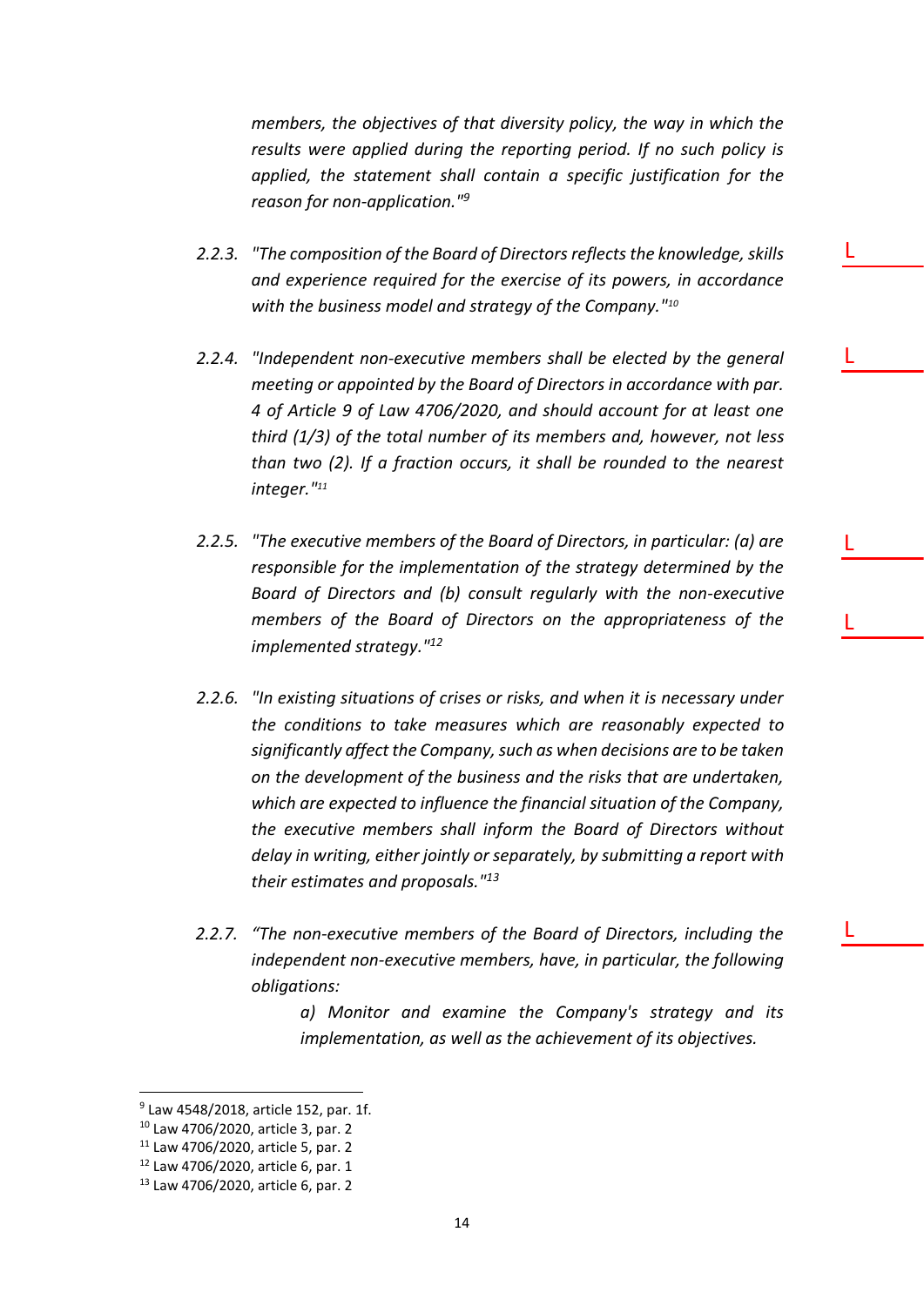*members, the objectives of that diversity policy, the way in which the results were applied during the reporting period. If no such policy is applied, the statement shall contain a specific justification for the reason for non-application."*[9]

2.2.3. *"The composition of the Board of Directors reflects the knowledge, skills and experience required for the exercise of its powers, in accordance with the business model and strategy of the Company."*[10]

L

2.2.4. *"Independent non-executive members shall be elected by the general meeting or appointed by the Board of Directors in accordance with par. 4 of Article 9 of Law 4706/2020, and should account for at least one third (1/3) of the total number of its members and, however, not less than two (2). If a fraction occurs, it shall be rounded to the nearest integer."*[11]

L

2.2.5. *"The executive members of the Board of Directors, in particular: (a) are responsible for the implementation of the strategy determined by the Board of Directors and (b) consult regularly with the non-executive members of the Board of Directors on the appropriateness of the implemented strategy."*[12]

L

L

2.2.6. *"In existing situations of crises or risks, and when it is necessary under the conditions to take measures which are reasonably expected to significantly affect the Company, such as when decisions are to be taken on the development of the business and the risks that are undertaken, which are expected to influence the financial situation of the Company, the executive members shall inform the Board of Directors without delay in writing, either jointly or separately, by submitting a report with their estimates and proposals."*[13]

2.2.7. *"The non-executive members of the Board of Directors, including the independent non-executive members, have, in particular, the following obligations:*

L

*a) Monitor and examine the Company's strategy and its implementation, as well as the achievement of its objectives.*

---

[9] Law 4548/2018, article 152, par. 1f.

[10] Law 4706/2020, article 3, par. 2

[11] Law 4706/2020, article 5, par. 2

[12] Law 4706/2020, article 6, par. 1

[13] Law 4706/2020, article 6, par. 2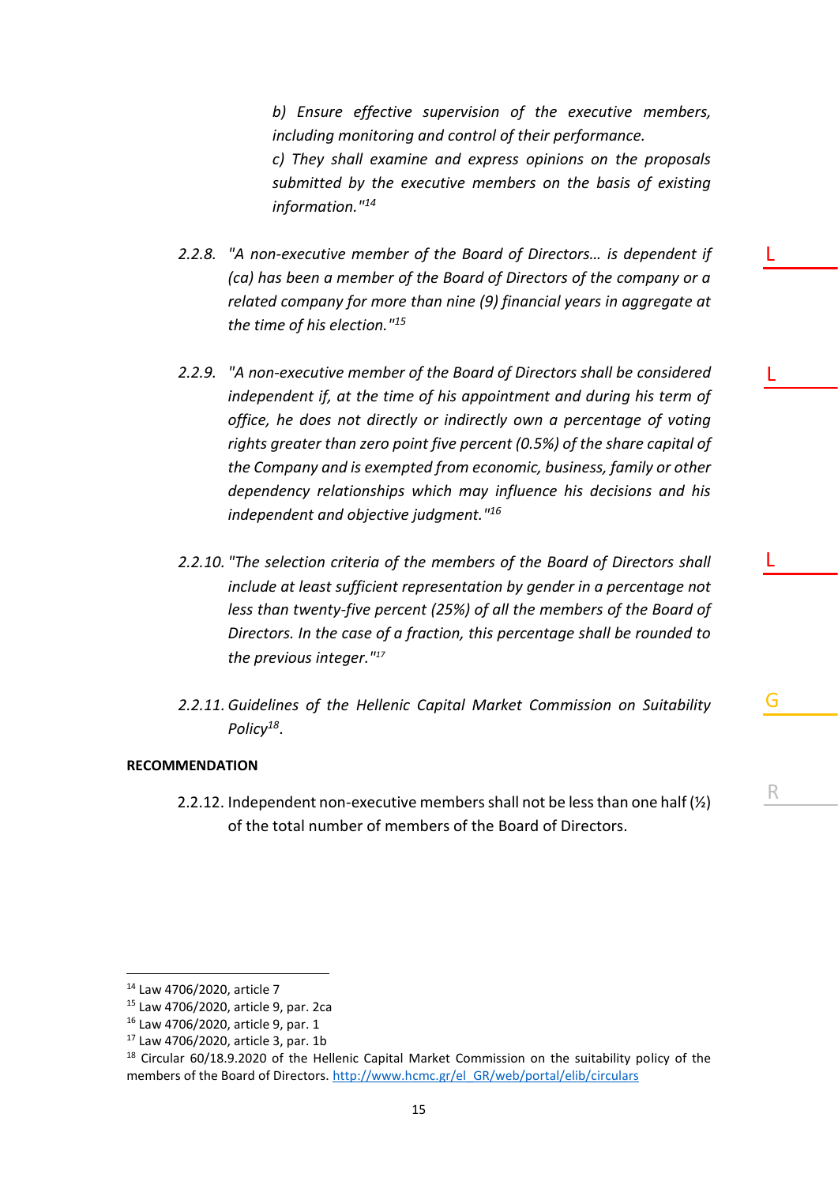*b) Ensure effective supervision of the executive members, including monitoring and control of their performance.*
*c) They shall examine and express opinions on the proposals submitted by the executive members on the basis of existing information."*[14]

2.2.8. *"A non-executive member of the Board of Directors… is dependent if (ca) has been a member of the Board of Directors of the company or a related company for more than nine (9) financial years in aggregate at the time of his election."*[15] L

2.2.9. *"A non-executive member of the Board of Directors shall be considered independent if, at the time of his appointment and during his term of office, he does not directly or indirectly own a percentage of voting rights greater than zero point five percent (0.5%) of the share capital of the Company and is exempted from economic, business, family or other dependency relationships which may influence his decisions and his independent and objective judgment."*[16] L

2.2.10. *"The selection criteria of the members of the Board of Directors shall include at least sufficient representation by gender in a percentage not less than twenty-five percent (25%) of all the members of the Board of Directors. In the case of a fraction, this percentage shall be rounded to the previous integer."*[17] L

2.2.11. *Guidelines of the Hellenic Capital Market Commission on Suitability Policy*[18]. G

**RECOMMENDATION**

2.2.12. Independent non-executive members shall not be less than one half (½) of the total number of members of the Board of Directors. R

---

[14] Law 4706/2020, article 7
[15] Law 4706/2020, article 9, par. 2ca
[16] Law 4706/2020, article 9, par. 1
[17] Law 4706/2020, article 3, par. 1b
[18] Circular 60/18.9.2020 of the Hellenic Capital Market Commission on the suitability policy of the members of the Board of Directors. http://www.hcmc.gr/el_GR/web/portal/elib/circulars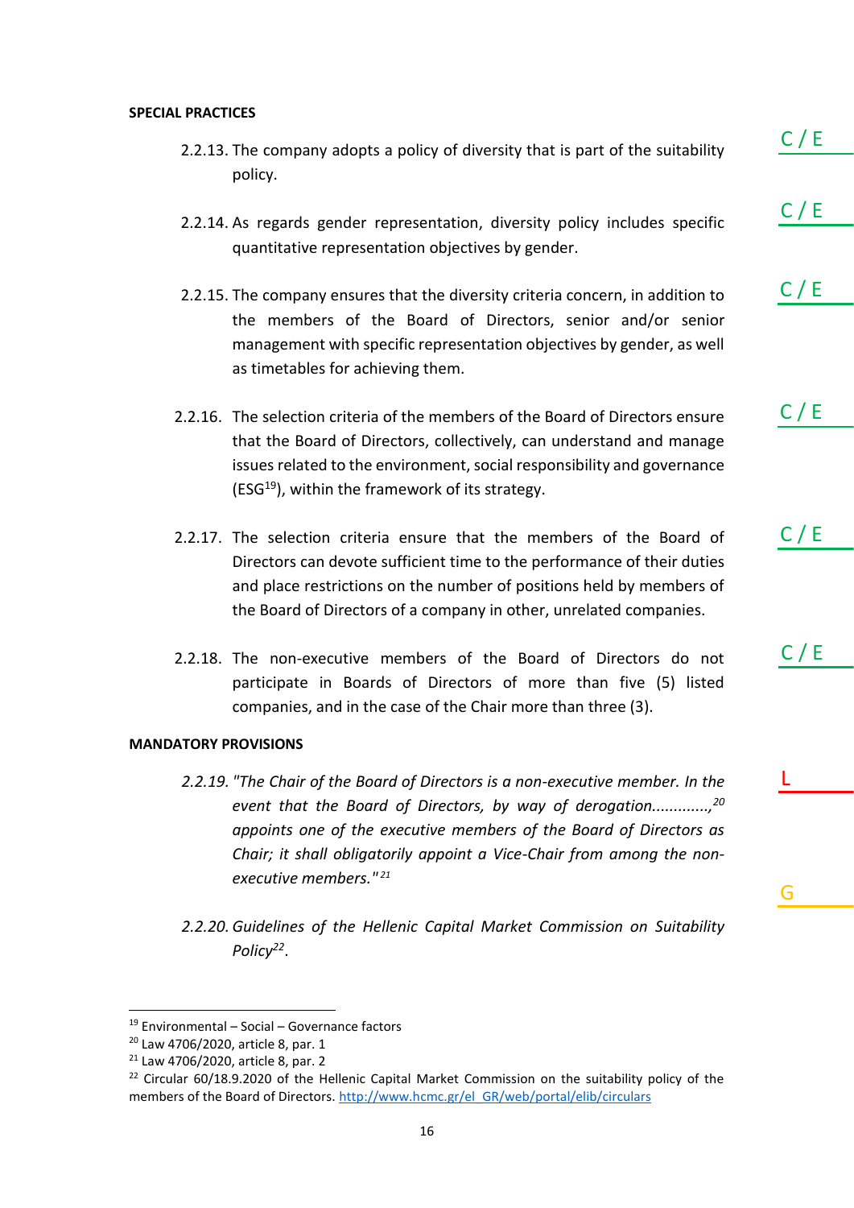**SPECIAL PRACTICES**

2.2.13. The company adopts a policy of diversity that is part of the suitability policy. C / E

2.2.14. As regards gender representation, diversity policy includes specific quantitative representation objectives by gender. C / E

2.2.15. The company ensures that the diversity criteria concern, in addition to the members of the Board of Directors, senior and/or senior management with specific representation objectives by gender, as well as timetables for achieving them. C / E

2.2.16. The selection criteria of the members of the Board of Directors ensure that the Board of Directors, collectively, can understand and manage issues related to the environment, social responsibility and governance (ESG[19]), within the framework of its strategy. C / E

2.2.17. The selection criteria ensure that the members of the Board of Directors can devote sufficient time to the performance of their duties and place restrictions on the number of positions held by members of the Board of Directors of a company in other, unrelated companies. C / E

2.2.18. The non-executive members of the Board of Directors do not participate in Boards of Directors of more than five (5) listed companies, and in the case of the Chair more than three (3). C / E

**MANDATORY PROVISIONS**

*2.2.19. "The Chair of the Board of Directors is a non-executive member. In the event that the Board of Directors, by way of derogation.............,[20] appoints one of the executive members of the Board of Directors as Chair; it shall obligatorily appoint a Vice-Chair from among the non-executive members."[21]* L

*2.2.20. Guidelines of the Hellenic Capital Market Commission on Suitability Policy[22].* G

---

[19] Environmental – Social – Governance factors

[20] Law 4706/2020, article 8, par. 1

[21] Law 4706/2020, article 8, par. 2

[22] Circular 60/18.9.2020 of the Hellenic Capital Market Commission on the suitability policy of the members of the Board of Directors. http://www.hcmc.gr/el_GR/web/portal/elib/circulars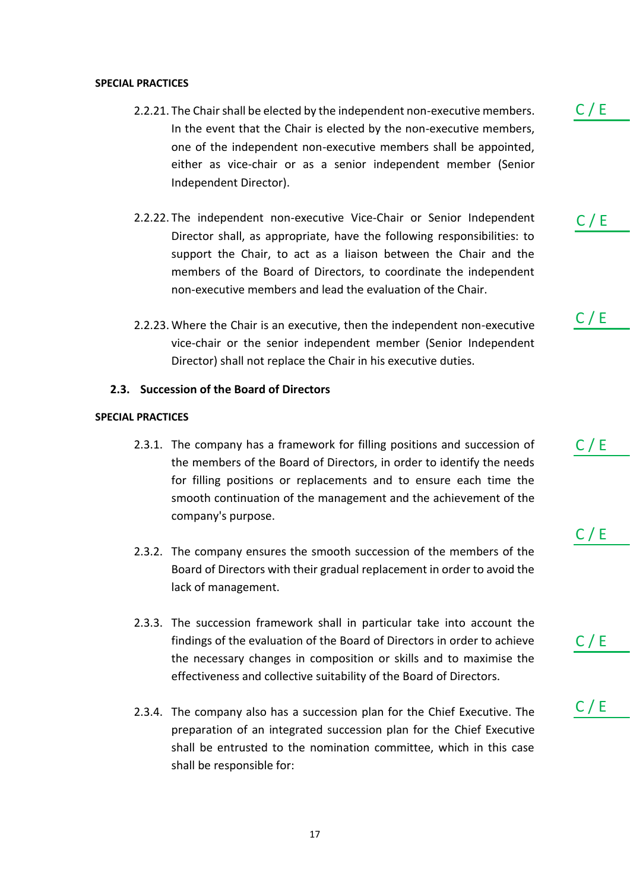**SPECIAL PRACTICES**

2.2.21. The Chair shall be elected by the independent non-executive members. In the event that the Chair is elected by the non-executive members, one of the independent non-executive members shall be appointed, either as vice-chair or as a senior independent member (Senior Independent Director).

C / E

2.2.22. The independent non-executive Vice-Chair or Senior Independent Director shall, as appropriate, have the following responsibilities: to support the Chair, to act as a liaison between the Chair and the members of the Board of Directors, to coordinate the independent non-executive members and lead the evaluation of the Chair.

C / E

2.2.23. Where the Chair is an executive, then the independent non-executive vice-chair or the senior independent member (Senior Independent Director) shall not replace the Chair in his executive duties.

C / E

### 2.3. Succession of the Board of Directors

**SPECIAL PRACTICES**

2.3.1. The company has a framework for filling positions and succession of the members of the Board of Directors, in order to identify the needs for filling positions or replacements and to ensure each time the smooth continuation of the management and the achievement of the company's purpose.

C / E

2.3.2. The company ensures the smooth succession of the members of the Board of Directors with their gradual replacement in order to avoid the lack of management.

C / E

2.3.3. The succession framework shall in particular take into account the findings of the evaluation of the Board of Directors in order to achieve the necessary changes in composition or skills and to maximise the effectiveness and collective suitability of the Board of Directors.

C / E

2.3.4. The company also has a succession plan for the Chief Executive. The preparation of an integrated succession plan for the Chief Executive shall be entrusted to the nomination committee, which in this case shall be responsible for:

C / E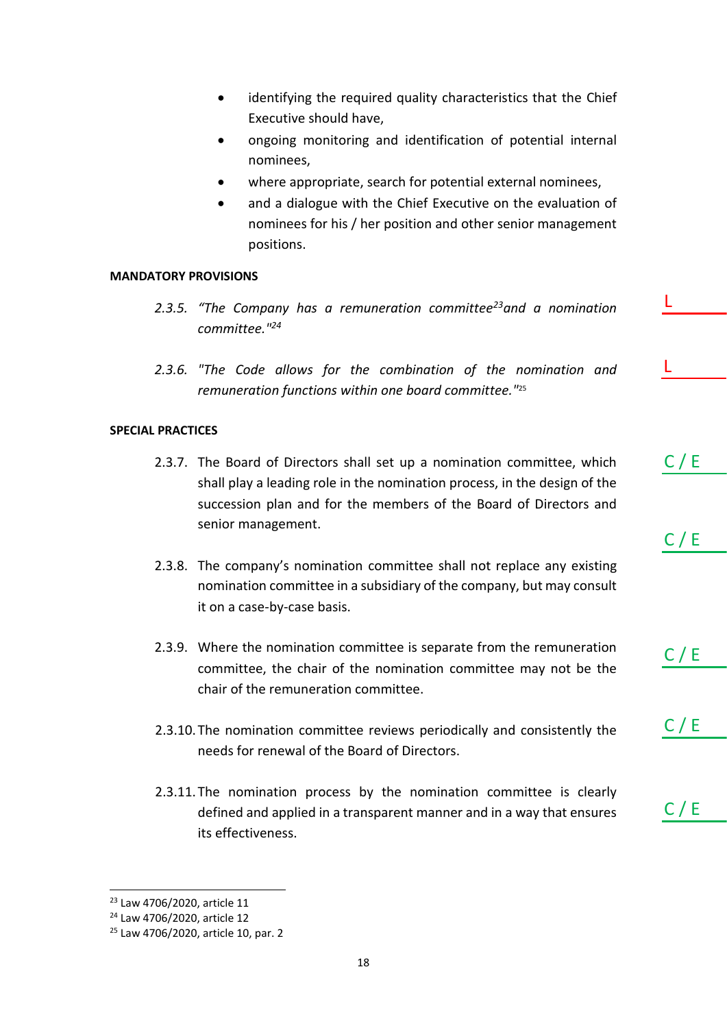- identifying the required quality characteristics that the Chief Executive should have,
- ongoing monitoring and identification of potential internal nominees,
- where appropriate, search for potential external nominees,
- and a dialogue with the Chief Executive on the evaluation of nominees for his / her position and other senior management positions.

**MANDATORY PROVISIONS**

2.3.5. *"The Company has a remuneration committee[23] and a nomination committee."[24]* — L

2.3.6. *"The Code allows for the combination of the nomination and remuneration functions within one board committee."[25]* — L

**SPECIAL PRACTICES**

2.3.7. The Board of Directors shall set up a nomination committee, which shall play a leading role in the nomination process, in the design of the succession plan and for the members of the Board of Directors and senior management. — C / E — C / E

2.3.8. The company's nomination committee shall not replace any existing nomination committee in a subsidiary of the company, but may consult it on a case-by-case basis.

2.3.9. Where the nomination committee is separate from the remuneration committee, the chair of the nomination committee may not be the chair of the remuneration committee. — C / E

2.3.10. The nomination committee reviews periodically and consistently the needs for renewal of the Board of Directors. — C / E

2.3.11. The nomination process by the nomination committee is clearly defined and applied in a transparent manner and in a way that ensures its effectiveness. — C / E

---

[23] Law 4706/2020, article 11

[24] Law 4706/2020, article 12

[25] Law 4706/2020, article 10, par. 2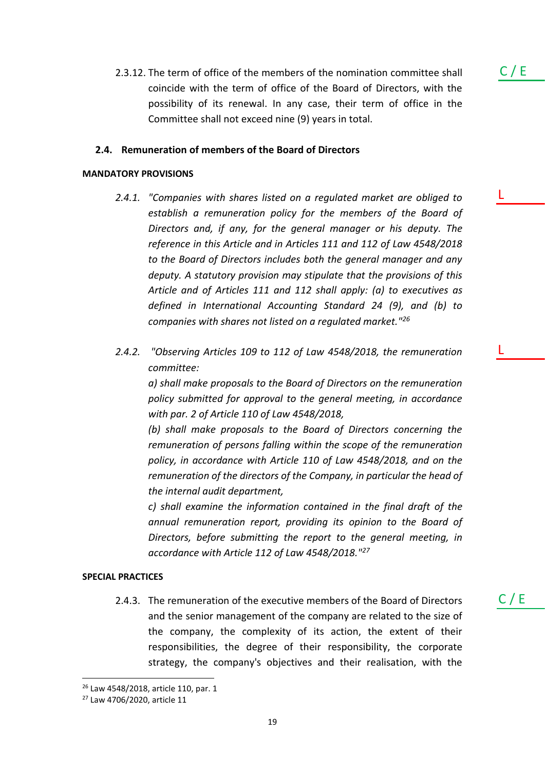2.3.12. The term of office of the members of the nomination committee shall coincide with the term of office of the Board of Directors, with the possibility of its renewal. In any case, their term of office in the Committee shall not exceed nine (9) years in total.

C / E

### 2.4. Remuneration of members of the Board of Directors

**MANDATORY PROVISIONS**

*2.4.1. "Companies with shares listed on a regulated market are obliged to establish a remuneration policy for the members of the Board of Directors and, if any, for the general manager or his deputy. The reference in this Article and in Articles 111 and 112 of Law 4548/2018 to the Board of Directors includes both the general manager and any deputy. A statutory provision may stipulate that the provisions of this Article and of Articles 111 and 112 shall apply: (a) to executives as defined in International Accounting Standard 24 (9), and (b) to companies with shares not listed on a regulated market."*[26]

L

*2.4.2. "Observing Articles 109 to 112 of Law 4548/2018, the remuneration committee:*

*a) shall make proposals to the Board of Directors on the remuneration policy submitted for approval to the general meeting, in accordance with par. 2 of Article 110 of Law 4548/2018,*

*(b) shall make proposals to the Board of Directors concerning the remuneration of persons falling within the scope of the remuneration policy, in accordance with Article 110 of Law 4548/2018, and on the remuneration of the directors of the Company, in particular the head of the internal audit department,*

*c) shall examine the information contained in the final draft of the annual remuneration report, providing its opinion to the Board of Directors, before submitting the report to the general meeting, in accordance with Article 112 of Law 4548/2018."*[27]

L

**SPECIAL PRACTICES**

2.4.3. The remuneration of the executive members of the Board of Directors and the senior management of the company are related to the size of the company, the complexity of its action, the extent of their responsibilities, the degree of their responsibility, the corporate strategy, the company's objectives and their realisation, with the

C / E

[26] Law 4548/2018, article 110, par. 1

[27] Law 4706/2020, article 11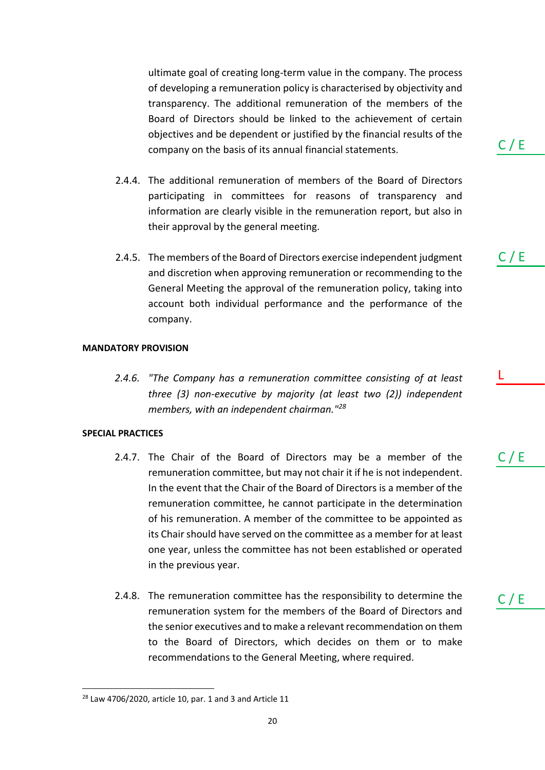ultimate goal of creating long-term value in the company. The process of developing a remuneration policy is characterised by objectivity and transparency. The additional remuneration of the members of the Board of Directors should be linked to the achievement of certain objectives and be dependent or justified by the financial results of the company on the basis of its annual financial statements. C / E

2.4.4. The additional remuneration of members of the Board of Directors participating in committees for reasons of transparency and information are clearly visible in the remuneration report, but also in their approval by the general meeting. C / E

2.4.5. The members of the Board of Directors exercise independent judgment and discretion when approving remuneration or recommending to the General Meeting the approval of the remuneration policy, taking into account both individual performance and the performance of the company. C / E

**MANDATORY PROVISION**

*2.4.6. "The Company has a remuneration committee consisting of at least three (3) non-executive by majority (at least two (2)) independent members, with an independent chairman."*[28] L

**SPECIAL PRACTICES**

2.4.7. The Chair of the Board of Directors may be a member of the remuneration committee, but may not chair it if he is not independent. In the event that the Chair of the Board of Directors is a member of the remuneration committee, he cannot participate in the determination of his remuneration. A member of the committee to be appointed as its Chair should have served on the committee as a member for at least one year, unless the committee has not been established or operated in the previous year. C / E

2.4.8. The remuneration committee has the responsibility to determine the remuneration system for the members of the Board of Directors and the senior executives and to make a relevant recommendation on them to the Board of Directors, which decides on them or to make recommendations to the General Meeting, where required. C / E

---

[28] Law 4706/2020, article 10, par. 1 and 3 and Article 11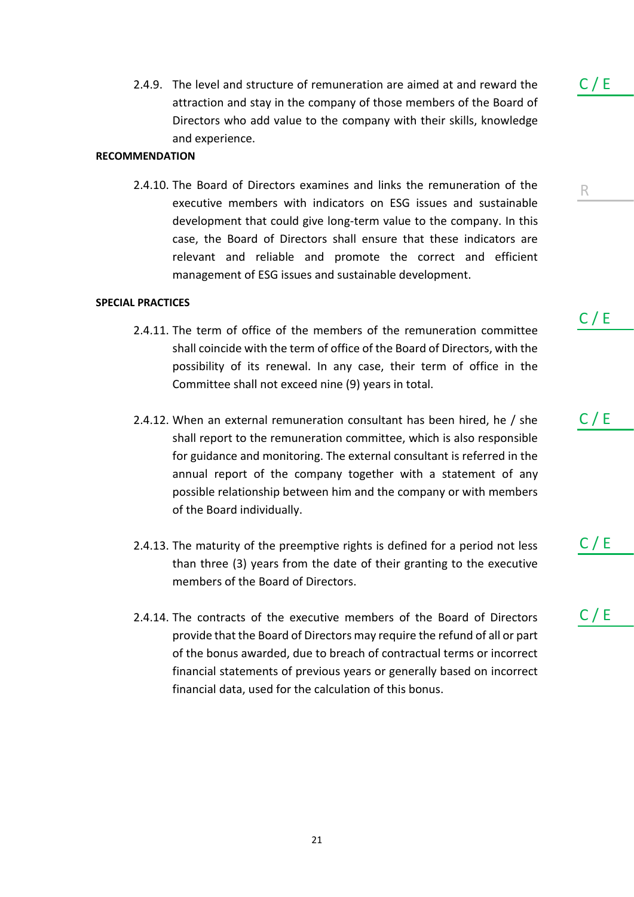2.4.9. The level and structure of remuneration are aimed at and reward the attraction and stay in the company of those members of the Board of Directors who add value to the company with their skills, knowledge and experience.

C / E

**RECOMMENDATION**

2.4.10. The Board of Directors examines and links the remuneration of the executive members with indicators on ESG issues and sustainable development that could give long-term value to the company. In this case, the Board of Directors shall ensure that these indicators are relevant and reliable and promote the correct and efficient management of ESG issues and sustainable development.

R

**SPECIAL PRACTICES**

2.4.11. The term of office of the members of the remuneration committee shall coincide with the term of office of the Board of Directors, with the possibility of its renewal. In any case, their term of office in the Committee shall not exceed nine (9) years in total.

C / E

2.4.12. When an external remuneration consultant has been hired, he / she shall report to the remuneration committee, which is also responsible for guidance and monitoring. The external consultant is referred in the annual report of the company together with a statement of any possible relationship between him and the company or with members of the Board individually.

C / E

2.4.13. The maturity of the preemptive rights is defined for a period not less than three (3) years from the date of their granting to the executive members of the Board of Directors.

C / E

2.4.14. The contracts of the executive members of the Board of Directors provide that the Board of Directors may require the refund of all or part of the bonus awarded, due to breach of contractual terms or incorrect financial statements of previous years or generally based on incorrect financial data, used for the calculation of this bonus.

C / E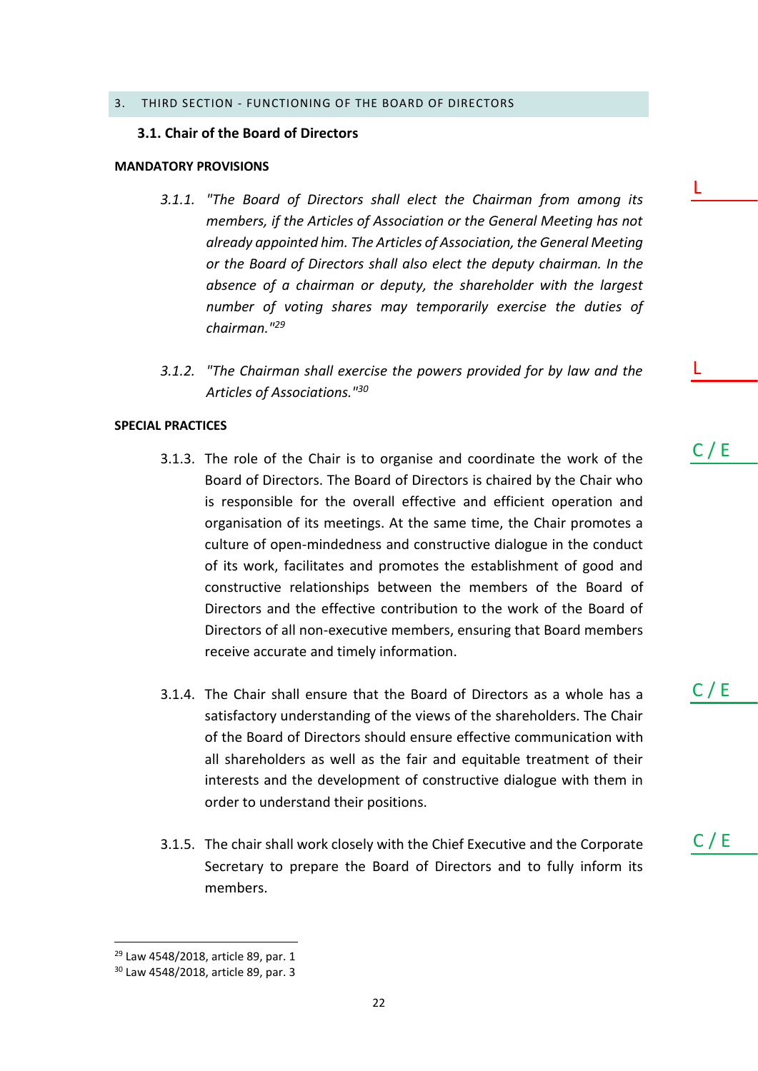## 3. THIRD SECTION - FUNCTIONING OF THE BOARD OF DIRECTORS

### 3.1. Chair of the Board of Directors

**MANDATORY PROVISIONS**

*3.1.1. "The Board of Directors shall elect the Chairman from among its members, if the Articles of Association or the General Meeting has not already appointed him. The Articles of Association, the General Meeting or the Board of Directors shall also elect the deputy chairman. In the absence of a chairman or deputy, the shareholder with the largest number of voting shares may temporarily exercise the duties of chairman."[29]*

L

*3.1.2. "The Chairman shall exercise the powers provided for by law and the Articles of Associations."[30]*

L

**SPECIAL PRACTICES**

3.1.3. The role of the Chair is to organise and coordinate the work of the Board of Directors. The Board of Directors is chaired by the Chair who is responsible for the overall effective and efficient operation and organisation of its meetings. At the same time, the Chair promotes a culture of open-mindedness and constructive dialogue in the conduct of its work, facilitates and promotes the establishment of good and constructive relationships between the members of the Board of Directors and the effective contribution to the work of the Board of Directors of all non-executive members, ensuring that Board members receive accurate and timely information.

C / E

3.1.4. The Chair shall ensure that the Board of Directors as a whole has a satisfactory understanding of the views of the shareholders. The Chair of the Board of Directors should ensure effective communication with all shareholders as well as the fair and equitable treatment of their interests and the development of constructive dialogue with them in order to understand their positions.

C / E

3.1.5. The chair shall work closely with the Chief Executive and the Corporate Secretary to prepare the Board of Directors and to fully inform its members.

C / E

---

[29] Law 4548/2018, article 89, par. 1

[30] Law 4548/2018, article 89, par. 3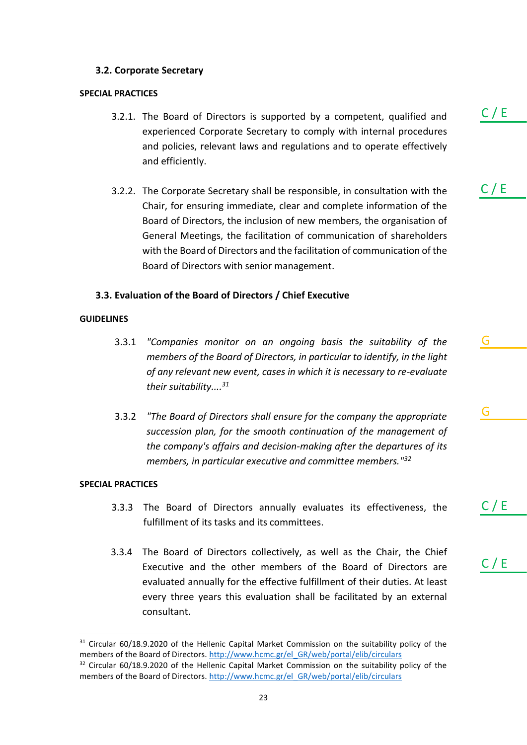### 3.2. Corporate Secretary

**SPECIAL PRACTICES**

3.2.1. The Board of Directors is supported by a competent, qualified and experienced Corporate Secretary to comply with internal procedures and policies, relevant laws and regulations and to operate effectively and efficiently. C / E

3.2.2. The Corporate Secretary shall be responsible, in consultation with the Chair, for ensuring immediate, clear and complete information of the Board of Directors, the inclusion of new members, the organisation of General Meetings, the facilitation of communication of shareholders with the Board of Directors and the facilitation of communication of the Board of Directors with senior management. C / E

### 3.3. Evaluation of the Board of Directors / Chief Executive

**GUIDELINES**

3.3.1 *"Companies monitor on an ongoing basis the suitability of the members of the Board of Directors, in particular to identify, in the light of any relevant new event, cases in which it is necessary to re-evaluate their suitability....*[31] G

3.3.2 *"The Board of Directors shall ensure for the company the appropriate succession plan, for the smooth continuation of the management of the company's affairs and decision-making after the departures of its members, in particular executive and committee members."*[32] G

**SPECIAL PRACTICES**

3.3.3 The Board of Directors annually evaluates its effectiveness, the fulfillment of its tasks and its committees. C / E

3.3.4 The Board of Directors collectively, as well as the Chair, the Chief Executive and the other members of the Board of Directors are evaluated annually for the effective fulfillment of their duties. At least every three years this evaluation shall be facilitated by an external consultant. C / E

---

[31] Circular 60/18.9.2020 of the Hellenic Capital Market Commission on the suitability policy of the members of the Board of Directors. http://www.hcmc.gr/el_GR/web/portal/elib/circulars

[32] Circular 60/18.9.2020 of the Hellenic Capital Market Commission on the suitability policy of the members of the Board of Directors. http://www.hcmc.gr/el_GR/web/portal/elib/circulars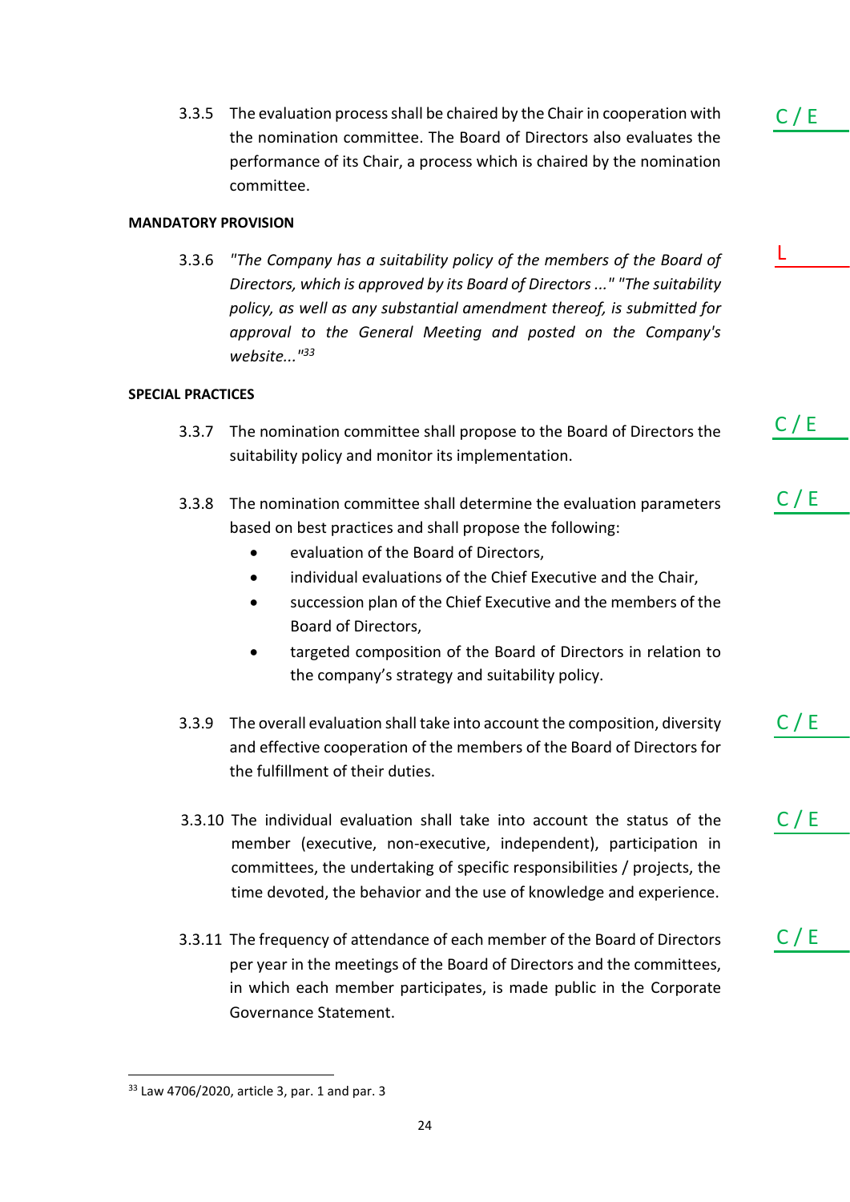3.3.5 The evaluation process shall be chaired by the Chair in cooperation with the nomination committee. The Board of Directors also evaluates the performance of its Chair, a process which is chaired by the nomination committee. C / E

**MANDATORY PROVISION**

3.3.6 *"The Company has a suitability policy of the members of the Board of Directors, which is approved by its Board of Directors ..." "The suitability policy, as well as any substantial amendment thereof, is submitted for approval to the General Meeting and posted on the Company's website..."*[33] L

**SPECIAL PRACTICES**

3.3.7 The nomination committee shall propose to the Board of Directors the suitability policy and monitor its implementation. C / E

3.3.8 The nomination committee shall determine the evaluation parameters based on best practices and shall propose the following: C / E

- evaluation of the Board of Directors,
- individual evaluations of the Chief Executive and the Chair,
- succession plan of the Chief Executive and the members of the Board of Directors,
- targeted composition of the Board of Directors in relation to the company's strategy and suitability policy.

3.3.9 The overall evaluation shall take into account the composition, diversity and effective cooperation of the members of the Board of Directors for the fulfillment of their duties. C / E

3.3.10 The individual evaluation shall take into account the status of the member (executive, non-executive, independent), participation in committees, the undertaking of specific responsibilities / projects, the time devoted, the behavior and the use of knowledge and experience. C / E

3.3.11 The frequency of attendance of each member of the Board of Directors per year in the meetings of the Board of Directors and the committees, in which each member participates, is made public in the Corporate Governance Statement. C / E

[33] Law 4706/2020, article 3, par. 1 and par. 3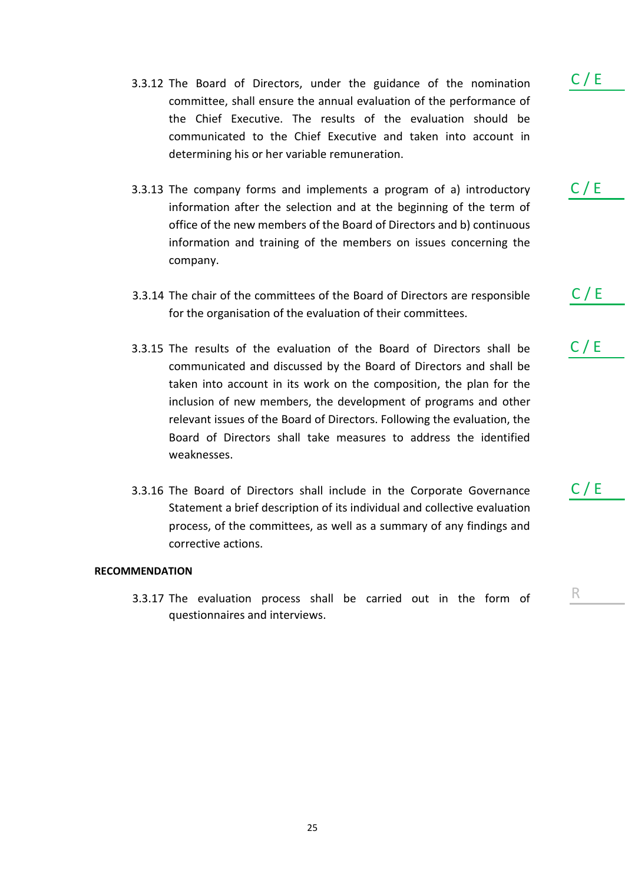3.3.12 The Board of Directors, under the guidance of the nomination committee, shall ensure the annual evaluation of the performance of the Chief Executive. The results of the evaluation should be communicated to the Chief Executive and taken into account in determining his or her variable remuneration. C / E

3.3.13 The company forms and implements a program of a) introductory information after the selection and at the beginning of the term of office of the new members of the Board of Directors and b) continuous information and training of the members on issues concerning the company. C / E

3.3.14 The chair of the committees of the Board of Directors are responsible for the organisation of the evaluation of their committees. C / E

3.3.15 The results of the evaluation of the Board of Directors shall be communicated and discussed by the Board of Directors and shall be taken into account in its work on the composition, the plan for the inclusion of new members, the development of programs and other relevant issues of the Board of Directors. Following the evaluation, the Board of Directors shall take measures to address the identified weaknesses. C / E

3.3.16 The Board of Directors shall include in the Corporate Governance Statement a brief description of its individual and collective evaluation process, of the committees, as well as a summary of any findings and corrective actions. C / E

**RECOMMENDATION**

3.3.17 The evaluation process shall be carried out in the form of questionnaires and interviews. R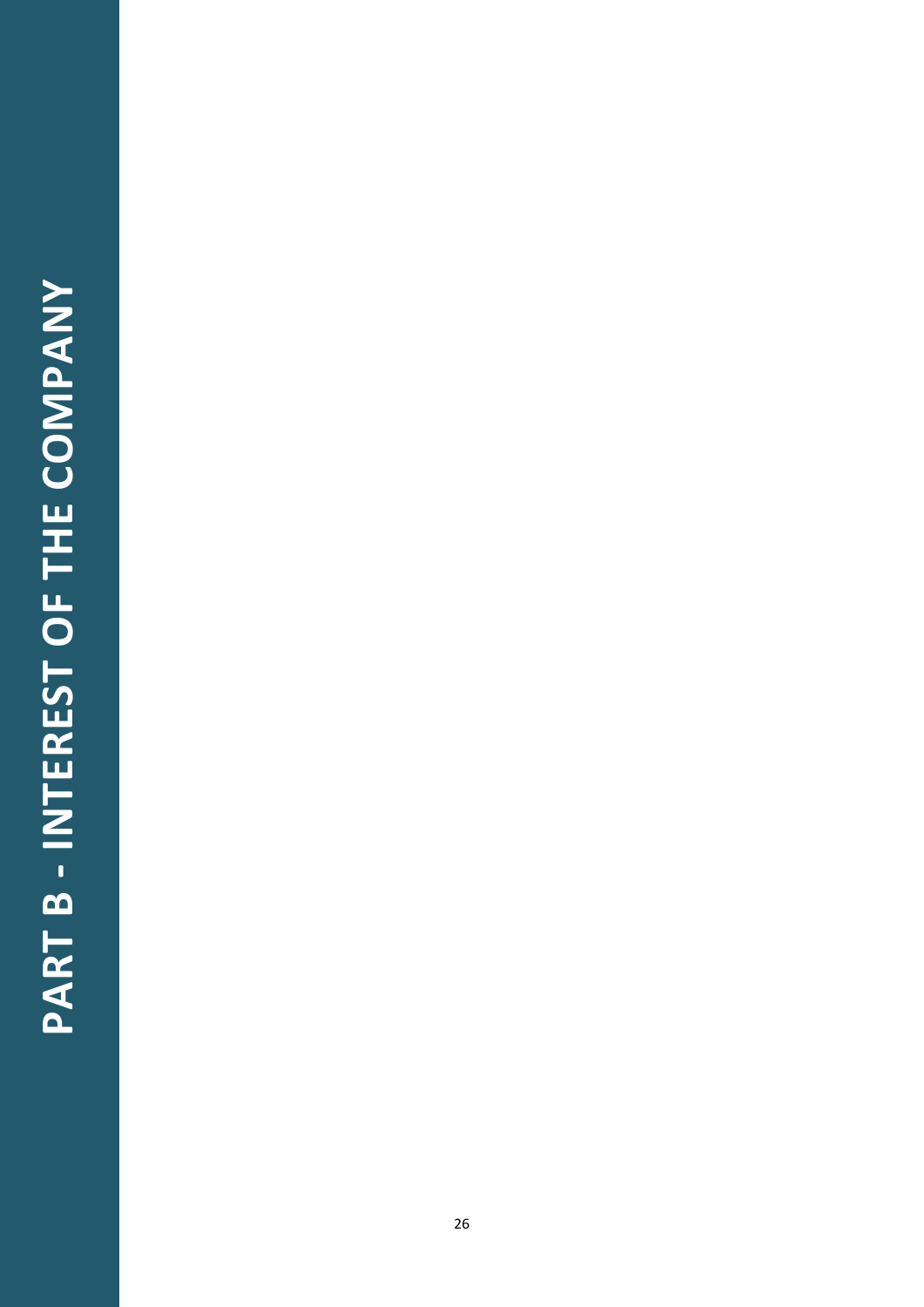# PART B - INTEREST OF THE COMPANY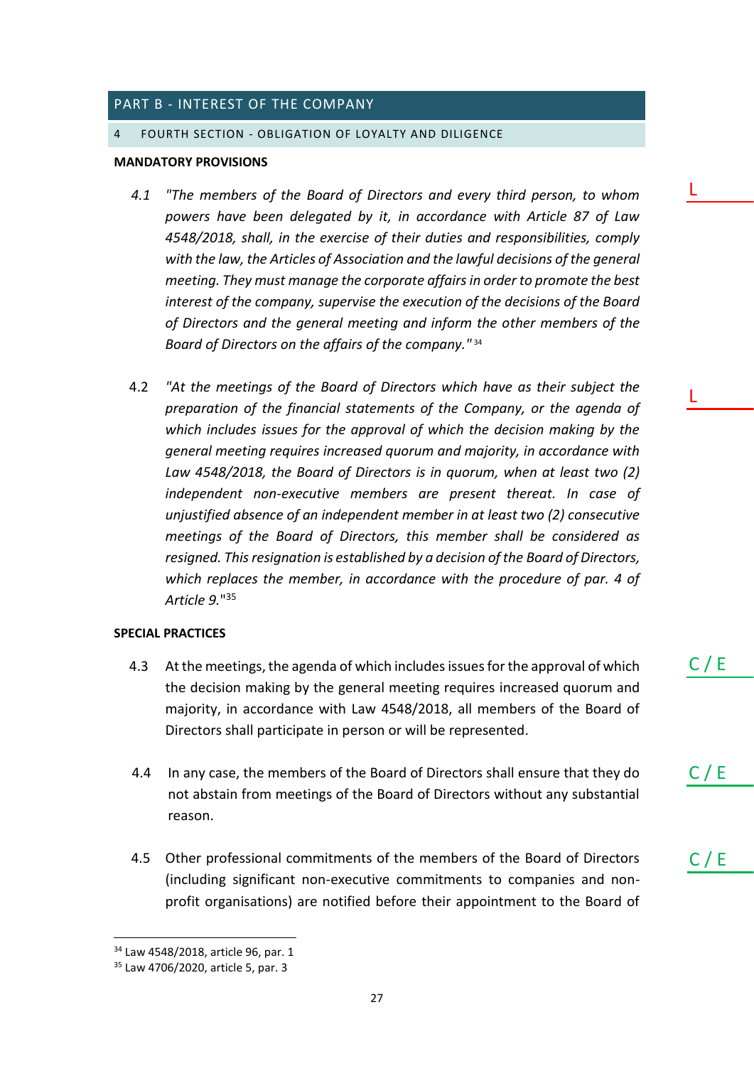## PART B - INTEREST OF THE COMPANY

### 4 FOURTH SECTION - OBLIGATION OF LOYALTY AND DILIGENCE

**MANDATORY PROVISIONS**

4.1 *"The members of the Board of Directors and every third person, to whom powers have been delegated by it, in accordance with Article 87 of Law 4548/2018, shall, in the exercise of their duties and responsibilities, comply with the law, the Articles of Association and the lawful decisions of the general meeting. They must manage the corporate affairs in order to promote the best interest of the company, supervise the execution of the decisions of the Board of Directors and the general meeting and inform the other members of the Board of Directors on the affairs of the company."* [34]

L

4.2 *"At the meetings of the Board of Directors which have as their subject the preparation of the financial statements of the Company, or the agenda of which includes issues for the approval of which the decision making by the general meeting requires increased quorum and majority, in accordance with Law 4548/2018, the Board of Directors is in quorum, when at least two (2) independent non-executive members are present thereat. In case of unjustified absence of an independent member in at least two (2) consecutive meetings of the Board of Directors, this member shall be considered as resigned. This resignation is established by a decision of the Board of Directors, which replaces the member, in accordance with the procedure of par. 4 of Article 9."* [35]

L

**SPECIAL PRACTICES**

4.3 At the meetings, the agenda of which includes issues for the approval of which the decision making by the general meeting requires increased quorum and majority, in accordance with Law 4548/2018, all members of the Board of Directors shall participate in person or will be represented.

C / E

4.4 In any case, the members of the Board of Directors shall ensure that they do not abstain from meetings of the Board of Directors without any substantial reason.

C / E

4.5 Other professional commitments of the members of the Board of Directors (including significant non-executive commitments to companies and non-profit organisations) are notified before their appointment to the Board of

C / E

---

[34] Law 4548/2018, article 96, par. 1

[35] Law 4706/2020, article 5, par. 3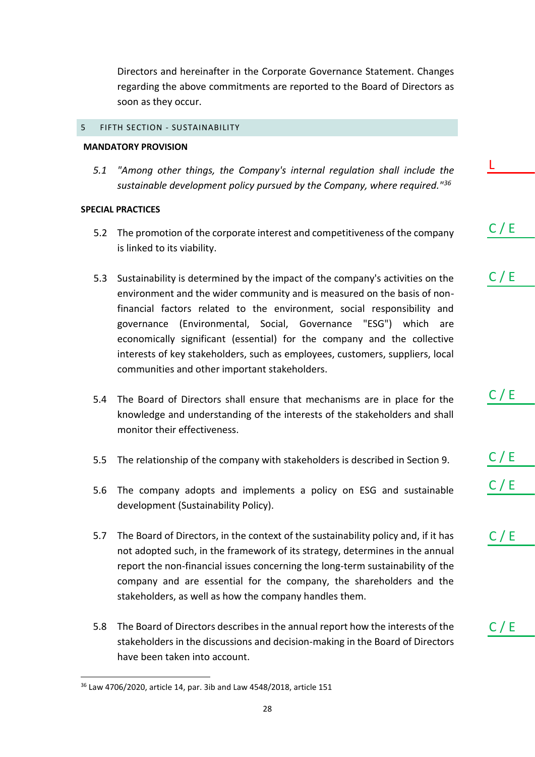Directors and hereinafter in the Corporate Governance Statement. Changes regarding the above commitments are reported to the Board of Directors as soon as they occur.

## 5 FIFTH SECTION - SUSTAINABILITY

**MANDATORY PROVISION**

5.1 *"Among other things, the Company's internal regulation shall include the sustainable development policy pursued by the Company, where required."*[36] — L

**SPECIAL PRACTICES**

5.2 The promotion of the corporate interest and competitiveness of the company is linked to its viability. — C / E

5.3 Sustainability is determined by the impact of the company's activities on the environment and the wider community and is measured on the basis of non-financial factors related to the environment, social responsibility and governance (Environmental, Social, Governance "ESG") which are economically significant (essential) for the company and the collective interests of key stakeholders, such as employees, customers, suppliers, local communities and other important stakeholders. — C / E

5.4 The Board of Directors shall ensure that mechanisms are in place for the knowledge and understanding of the interests of the stakeholders and shall monitor their effectiveness. — C / E

5.5 The relationship of the company with stakeholders is described in Section 9. — C / E

5.6 The company adopts and implements a policy on ESG and sustainable development (Sustainability Policy). — C / E

5.7 The Board of Directors, in the context of the sustainability policy and, if it has not adopted such, in the framework of its strategy, determines in the annual report the non-financial issues concerning the long-term sustainability of the company and are essential for the company, the shareholders and the stakeholders, as well as how the company handles them. — C / E

5.8 The Board of Directors describes in the annual report how the interests of the stakeholders in the discussions and decision-making in the Board of Directors have been taken into account. — C / E

---

[36] Law 4706/2020, article 14, par. 3ib and Law 4548/2018, article 151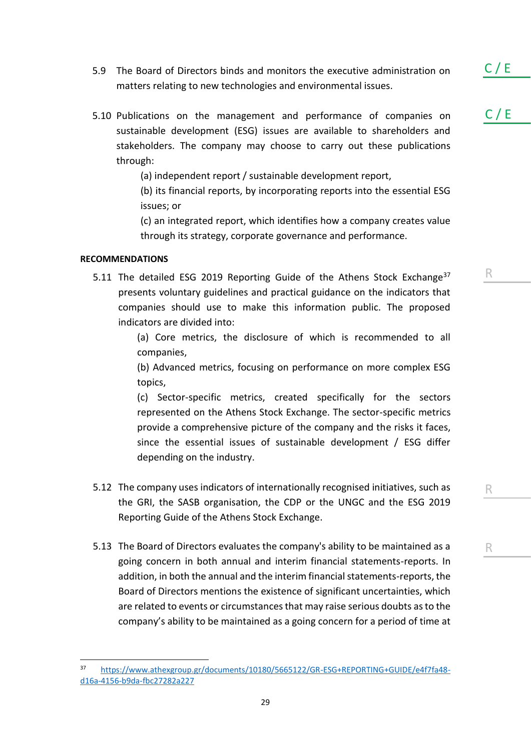5.9 The Board of Directors binds and monitors the executive administration on matters relating to new technologies and environmental issues. C / E

5.10 Publications on the management and performance of companies on sustainable development (ESG) issues are available to shareholders and stakeholders. The company may choose to carry out these publications through: C / E

(a) independent report / sustainable development report,

(b) its financial reports, by incorporating reports into the essential ESG issues; or

(c) an integrated report, which identifies how a company creates value through its strategy, corporate governance and performance.

**RECOMMENDATIONS**

5.11 The detailed ESG 2019 Reporting Guide of the Athens Stock Exchange[37] presents voluntary guidelines and practical guidance on the indicators that companies should use to make this information public. The proposed indicators are divided into: R

(a) Core metrics, the disclosure of which is recommended to all companies,

(b) Advanced metrics, focusing on performance on more complex ESG topics,

(c) Sector-specific metrics, created specifically for the sectors represented on the Athens Stock Exchange. The sector-specific metrics provide a comprehensive picture of the company and the risks it faces, since the essential issues of sustainable development / ESG differ depending on the industry.

5.12 The company uses indicators of internationally recognised initiatives, such as the GRI, the SASB organisation, the CDP or the UNGC and the ESG 2019 Reporting Guide of the Athens Stock Exchange. R

5.13 The Board of Directors evaluates the company's ability to be maintained as a going concern in both annual and interim financial statements-reports. In addition, in both the annual and the interim financial statements-reports, the Board of Directors mentions the existence of significant uncertainties, which are related to events or circumstances that may raise serious doubts as to the company's ability to be maintained as a going concern for a period of time at R

---

[37] https://www.athexgroup.gr/documents/10180/5665122/GR-ESG+REPORTING+GUIDE/e4f7fa48-d16a-4156-b9da-fbc27282a227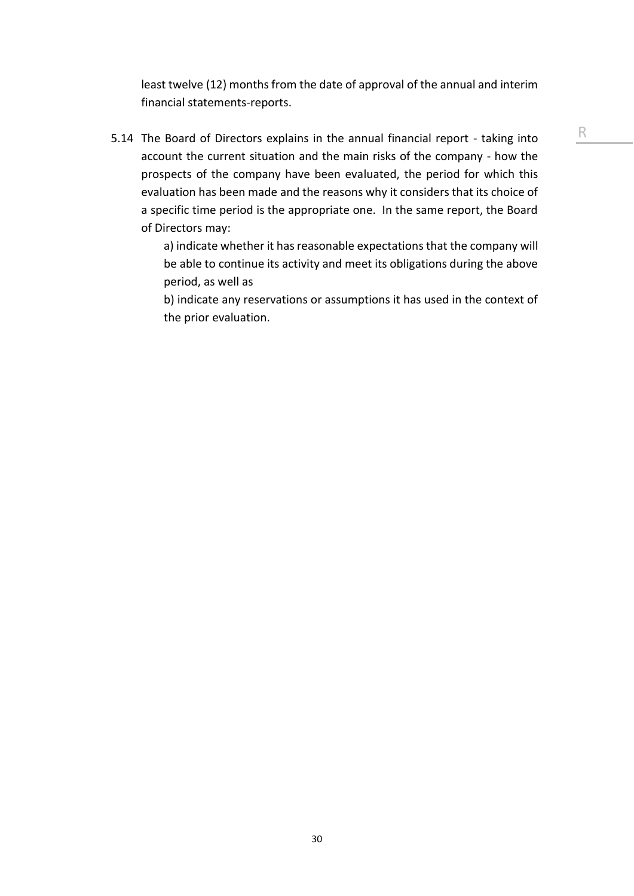least twelve (12) months from the date of approval of the annual and interim financial statements-reports.

5.14 The Board of Directors explains in the annual financial report - taking into account the current situation and the main risks of the company - how the prospects of the company have been evaluated, the period for which this evaluation has been made and the reasons why it considers that its choice of a specific time period is the appropriate one. In the same report, the Board of Directors may:

a) indicate whether it has reasonable expectations that the company will be able to continue its activity and meet its obligations during the above period, as well as

b) indicate any reservations or assumptions it has used in the context of the prior evaluation.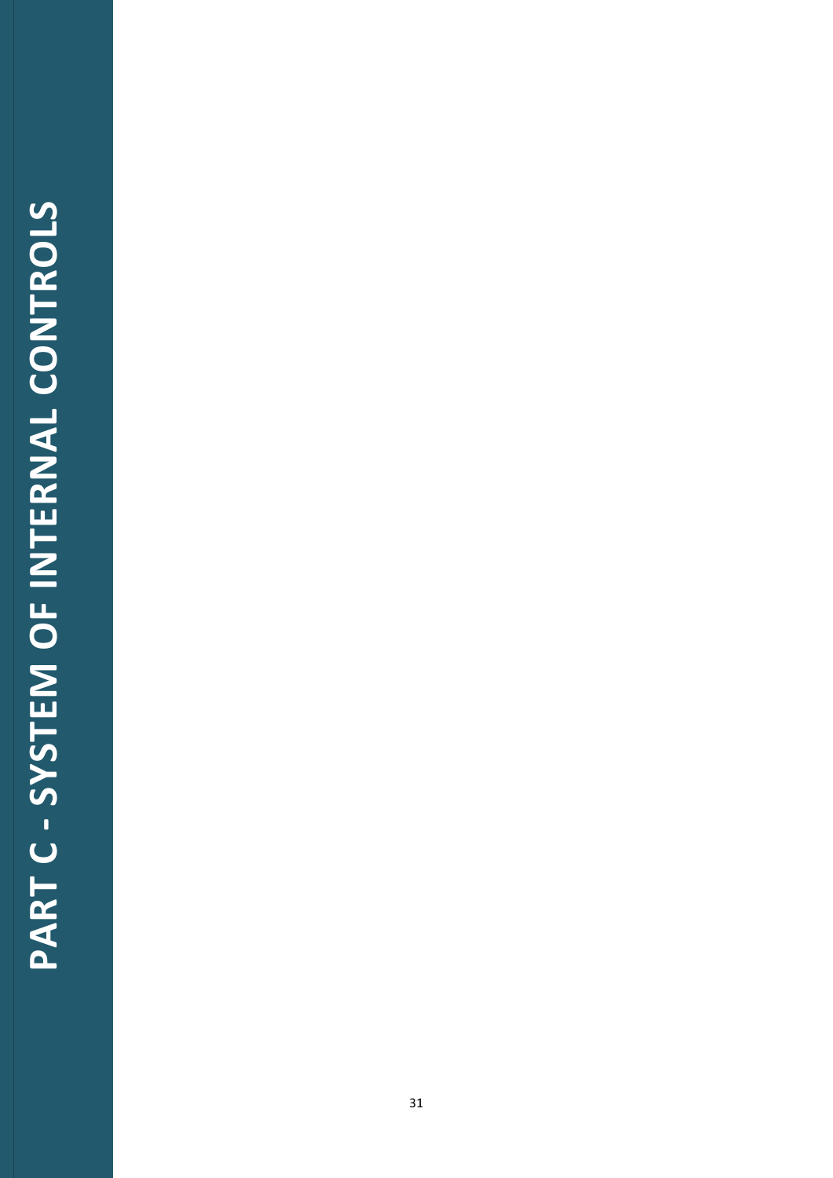# PART C - SYSTEM OF INTERNAL CONTROLS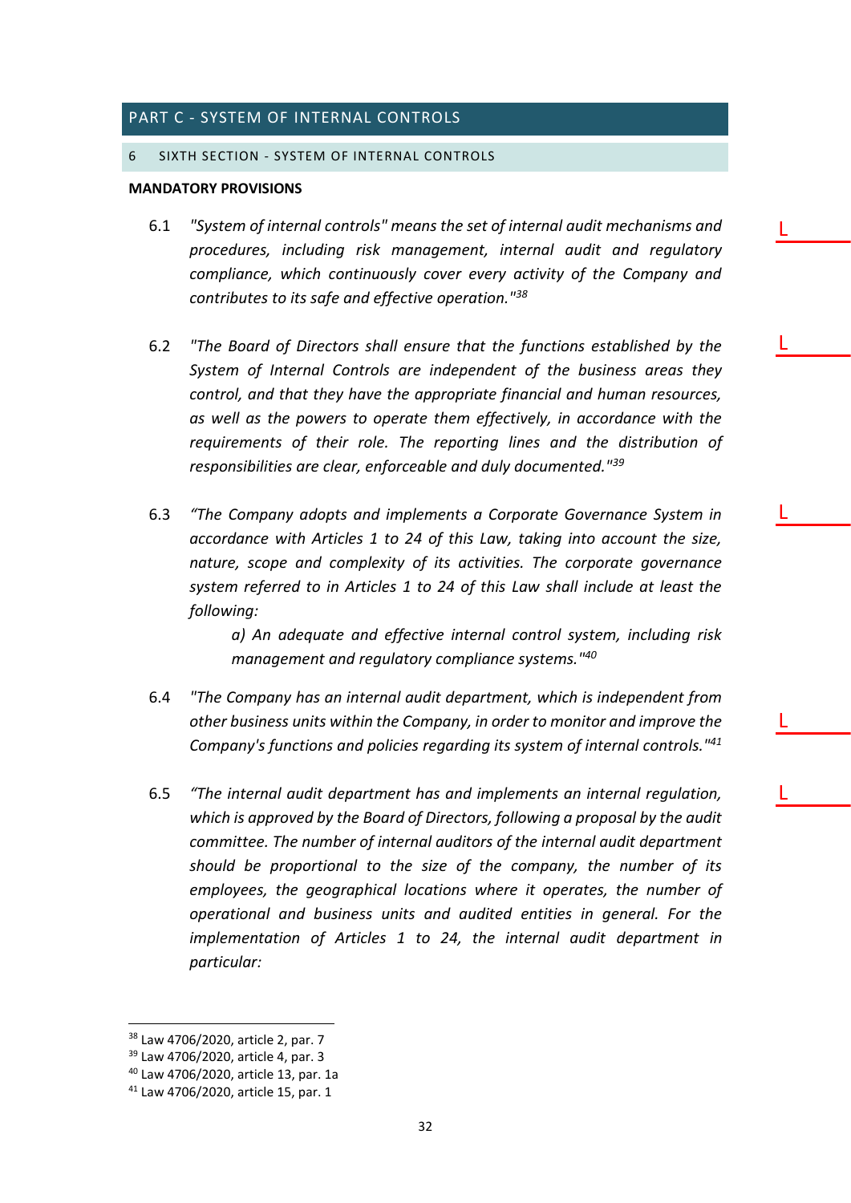## PART C - SYSTEM OF INTERNAL CONTROLS

### 6 SIXTH SECTION - SYSTEM OF INTERNAL CONTROLS

**MANDATORY PROVISIONS**

6.1 *"System of internal controls" means the set of internal audit mechanisms and procedures, including risk management, internal audit and regulatory compliance, which continuously cover every activity of the Company and contributes to its safe and effective operation."*[38]

L

6.2 *"The Board of Directors shall ensure that the functions established by the System of Internal Controls are independent of the business areas they control, and that they have the appropriate financial and human resources, as well as the powers to operate them effectively, in accordance with the requirements of their role. The reporting lines and the distribution of responsibilities are clear, enforceable and duly documented."*[39]

L

6.3 *"The Company adopts and implements a Corporate Governance System in accordance with Articles 1 to 24 of this Law, taking into account the size, nature, scope and complexity of its activities. The corporate governance system referred to in Articles 1 to 24 of this Law shall include at least the following:*

*a) An adequate and effective internal control system, including risk management and regulatory compliance systems."*[40]

L

6.4 *"The Company has an internal audit department, which is independent from other business units within the Company, in order to monitor and improve the Company's functions and policies regarding its system of internal controls."*[41]

L

6.5 *"The internal audit department has and implements an internal regulation, which is approved by the Board of Directors, following a proposal by the audit committee. The number of internal auditors of the internal audit department should be proportional to the size of the company, the number of its employees, the geographical locations where it operates, the number of operational and business units and audited entities in general. For the implementation of Articles 1 to 24, the internal audit department in particular:*

L

---

[38] Law 4706/2020, article 2, par. 7
[39] Law 4706/2020, article 4, par. 3
[40] Law 4706/2020, article 13, par. 1a
[41] Law 4706/2020, article 15, par. 1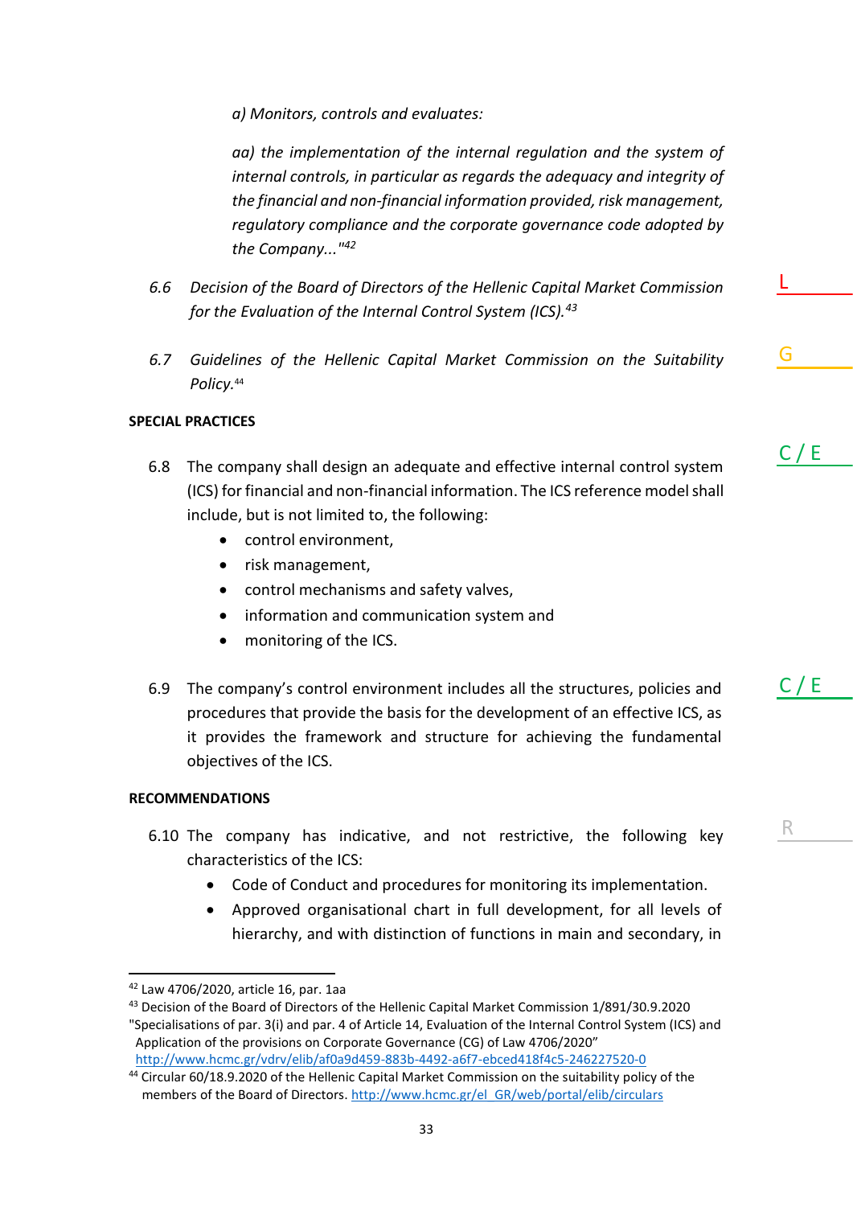*a) Monitors, controls and evaluates:*

*aa) the implementation of the internal regulation and the system of internal controls, in particular as regards the adequacy and integrity of the financial and non-financial information provided, risk management, regulatory compliance and the corporate governance code adopted by the Company..."*[42]

*6.6 Decision of the Board of Directors of the Hellenic Capital Market Commission for the Evaluation of the Internal Control System (ICS).*[43] L

*6.7 Guidelines of the Hellenic Capital Market Commission on the Suitability Policy.*[44] G

**SPECIAL PRACTICES**

6.8 The company shall design an adequate and effective internal control system (ICS) for financial and non-financial information. The ICS reference model shall include, but is not limited to, the following: C / E

- control environment,
- risk management,
- control mechanisms and safety valves,
- information and communication system and
- monitoring of the ICS.

6.9 The company's control environment includes all the structures, policies and procedures that provide the basis for the development of an effective ICS, as it provides the framework and structure for achieving the fundamental objectives of the ICS. C / E

**RECOMMENDATIONS**

6.10 The company has indicative, and not restrictive, the following key characteristics of the ICS: R

- Code of Conduct and procedures for monitoring its implementation.
- Approved organisational chart in full development, for all levels of hierarchy, and with distinction of functions in main and secondary, in

---

[42] Law 4706/2020, article 16, par. 1aa

[43] Decision of the Board of Directors of the Hellenic Capital Market Commission 1/891/30.9.2020 "Specialisations of par. 3(i) and par. 4 of Article 14, Evaluation of the Internal Control System (ICS) and Application of the provisions on Corporate Governance (CG) of Law 4706/2020" http://www.hcmc.gr/vdrv/elib/af0a9d459-883b-4492-a6f7-ebced418f4c5-246227520-0

[44] Circular 60/18.9.2020 of the Hellenic Capital Market Commission on the suitability policy of the members of the Board of Directors. http://www.hcmc.gr/el_GR/web/portal/elib/circulars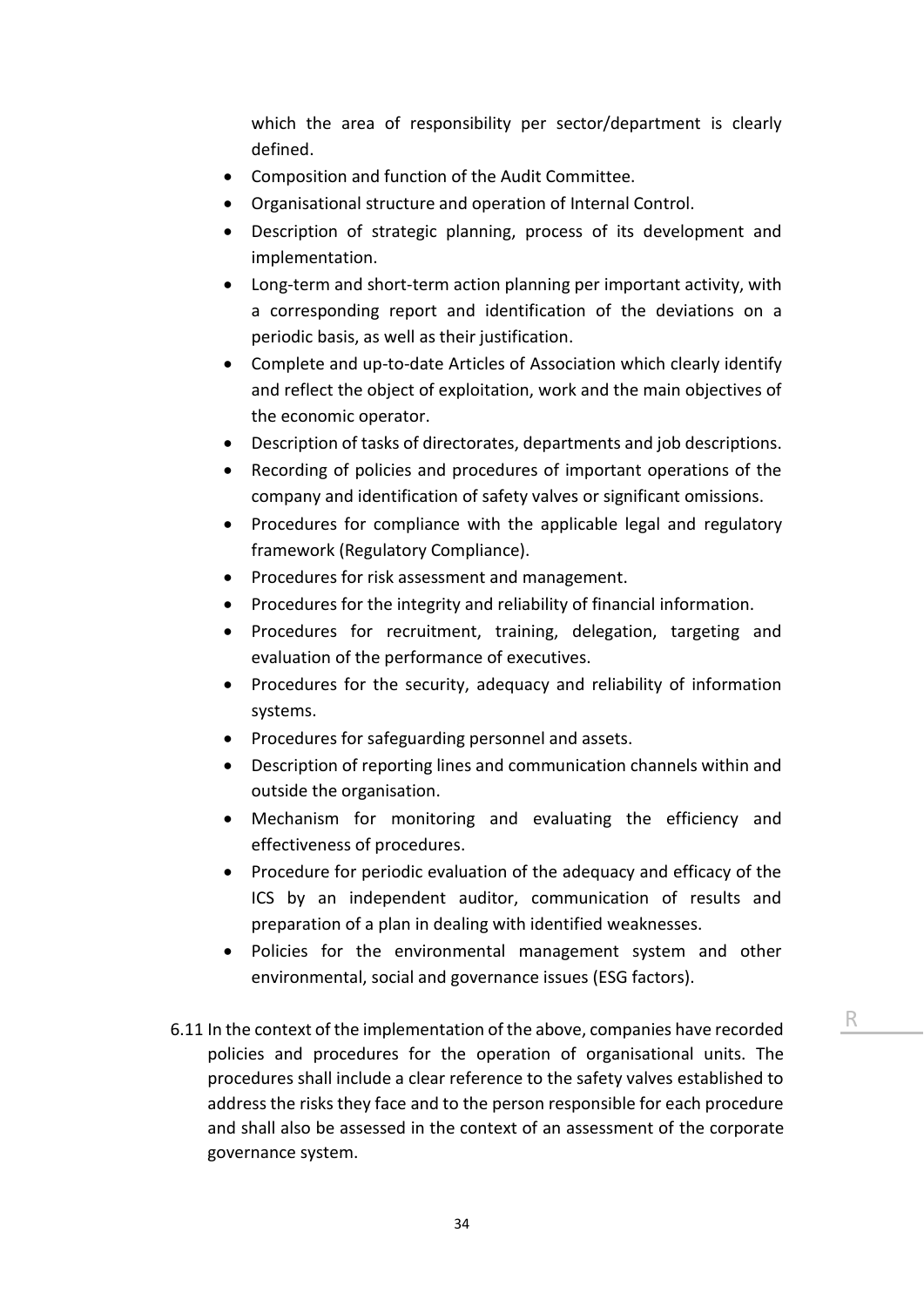which the area of responsibility per sector/department is clearly defined.

- Composition and function of the Audit Committee.
- Organisational structure and operation of Internal Control.
- Description of strategic planning, process of its development and implementation.
- Long-term and short-term action planning per important activity, with a corresponding report and identification of the deviations on a periodic basis, as well as their justification.
- Complete and up-to-date Articles of Association which clearly identify and reflect the object of exploitation, work and the main objectives of the economic operator.
- Description of tasks of directorates, departments and job descriptions.
- Recording of policies and procedures of important operations of the company and identification of safety valves or significant omissions.
- Procedures for compliance with the applicable legal and regulatory framework (Regulatory Compliance).
- Procedures for risk assessment and management.
- Procedures for the integrity and reliability of financial information.
- Procedures for recruitment, training, delegation, targeting and evaluation of the performance of executives.
- Procedures for the security, adequacy and reliability of information systems.
- Procedures for safeguarding personnel and assets.
- Description of reporting lines and communication channels within and outside the organisation.
- Mechanism for monitoring and evaluating the efficiency and effectiveness of procedures.
- Procedure for periodic evaluation of the adequacy and efficacy of the ICS by an independent auditor, communication of results and preparation of a plan in dealing with identified weaknesses.
- Policies for the environmental management system and other environmental, social and governance issues (ESG factors).

6.11 In the context of the implementation of the above, companies have recorded policies and procedures for the operation of organisational units. The procedures shall include a clear reference to the safety valves established to address the risks they face and to the person responsible for each procedure and shall also be assessed in the context of an assessment of the corporate governance system.

R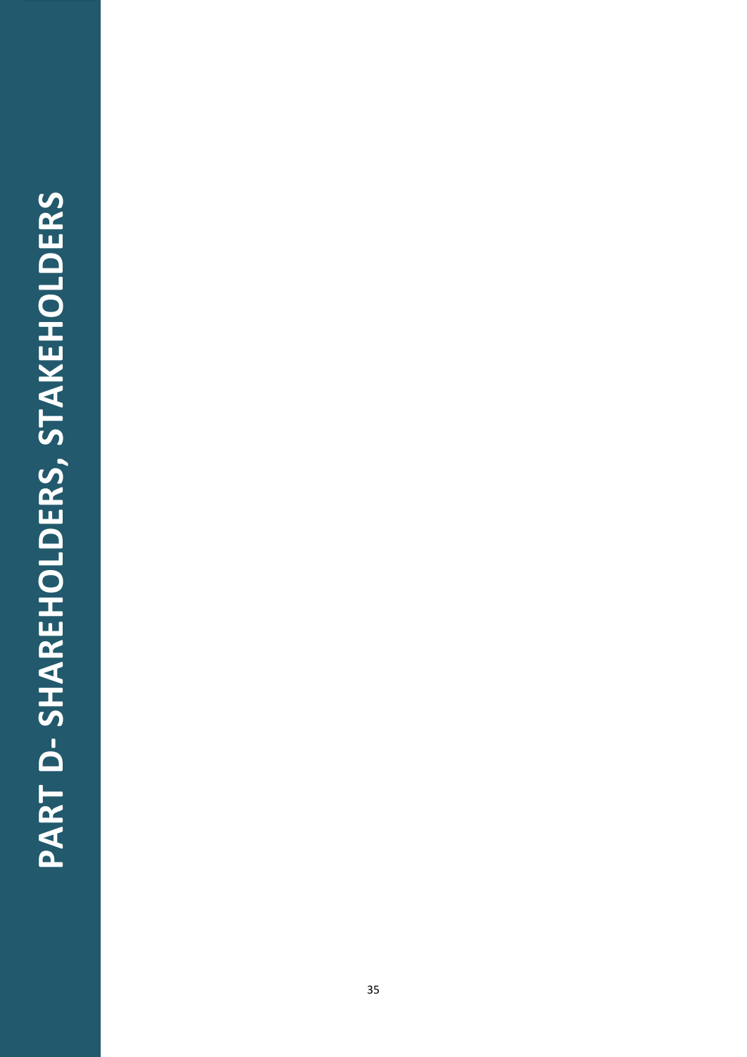# PART D- SHAREHOLDERS, STAKEHOLDERS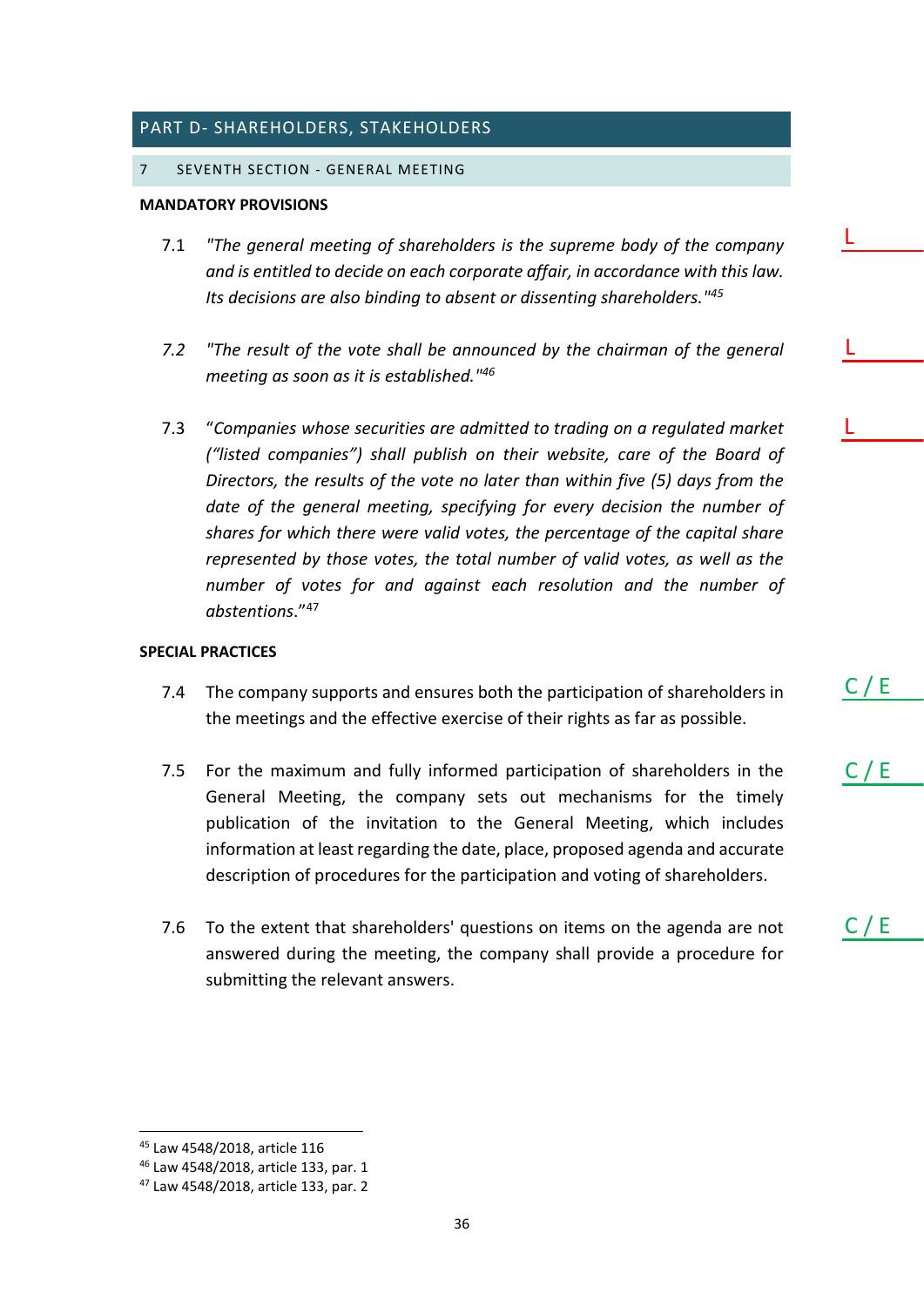## PART D- SHAREHOLDERS, STAKEHOLDERS

### 7 SEVENTH SECTION - GENERAL MEETING

**MANDATORY PROVISIONS**

7.1 *"The general meeting of shareholders is the supreme body of the company and is entitled to decide on each corporate affair, in accordance with this law. Its decisions are also binding to absent or dissenting shareholders."*[45] — L

*7.2 "The result of the vote shall be announced by the chairman of the general meeting as soon as it is established."*[46] — L

7.3 "*Companies whose securities are admitted to trading on a regulated market ("listed companies") shall publish on their website, care of the Board of Directors, the results of the vote no later than within five (5) days from the date of the general meeting, specifying for every decision the number of shares for which there were valid votes, the percentage of the capital share represented by those votes, the total number of valid votes, as well as the number of votes for and against each resolution and the number of abstentions*."[47] — L

**SPECIAL PRACTICES**

7.4 The company supports and ensures both the participation of shareholders in the meetings and the effective exercise of their rights as far as possible. — C / E

7.5 For the maximum and fully informed participation of shareholders in the General Meeting, the company sets out mechanisms for the timely publication of the invitation to the General Meeting, which includes information at least regarding the date, place, proposed agenda and accurate description of procedures for the participation and voting of shareholders. — C / E

7.6 To the extent that shareholders' questions on items on the agenda are not answered during the meeting, the company shall provide a procedure for submitting the relevant answers. — C / E

---

[45] Law 4548/2018, article 116

[46] Law 4548/2018, article 133, par. 1

[47] Law 4548/2018, article 133, par. 2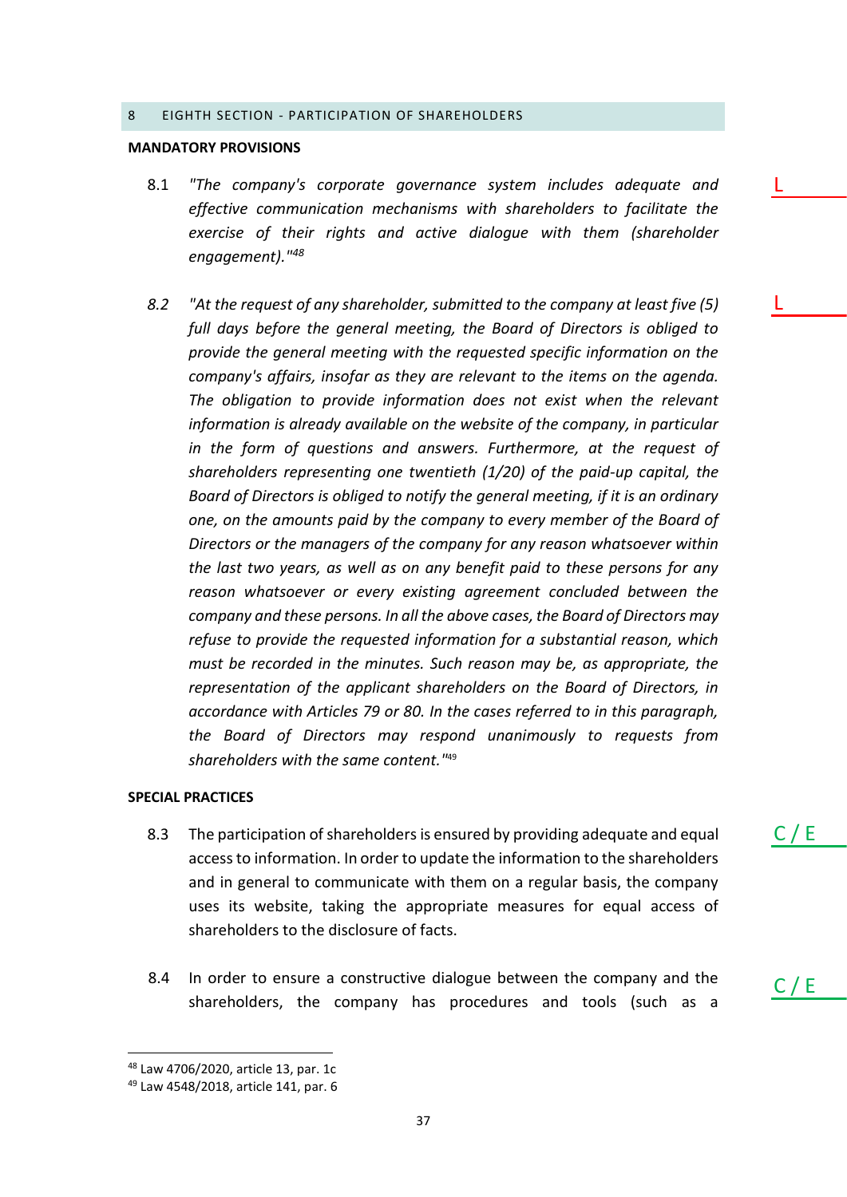## 8 EIGHTH SECTION - PARTICIPATION OF SHAREHOLDERS

**MANDATORY PROVISIONS**

8.1 *"The company's corporate governance system includes adequate and effective communication mechanisms with shareholders to facilitate the exercise of their rights and active dialogue with them (shareholder engagement)."*[48] — L

*8.2* *"At the request of any shareholder, submitted to the company at least five (5) full days before the general meeting, the Board of Directors is obliged to provide the general meeting with the requested specific information on the company's affairs, insofar as they are relevant to the items on the agenda. The obligation to provide information does not exist when the relevant information is already available on the website of the company, in particular in the form of questions and answers. Furthermore, at the request of shareholders representing one twentieth (1/20) of the paid-up capital, the Board of Directors is obliged to notify the general meeting, if it is an ordinary one, on the amounts paid by the company to every member of the Board of Directors or the managers of the company for any reason whatsoever within the last two years, as well as on any benefit paid to these persons for any reason whatsoever or every existing agreement concluded between the company and these persons. In all the above cases, the Board of Directors may refuse to provide the requested information for a substantial reason, which must be recorded in the minutes. Such reason may be, as appropriate, the representation of the applicant shareholders on the Board of Directors, in accordance with Articles 79 or 80. In the cases referred to in this paragraph, the Board of Directors may respond unanimously to requests from shareholders with the same content."*[49] — L

**SPECIAL PRACTICES**

8.3 The participation of shareholders is ensured by providing adequate and equal access to information. In order to update the information to the shareholders and in general to communicate with them on a regular basis, the company uses its website, taking the appropriate measures for equal access of shareholders to the disclosure of facts. — C / E

8.4 In order to ensure a constructive dialogue between the company and the shareholders, the company has procedures and tools (such as a — C / E

---

[48] Law 4706/2020, article 13, par. 1c

[49] Law 4548/2018, article 141, par. 6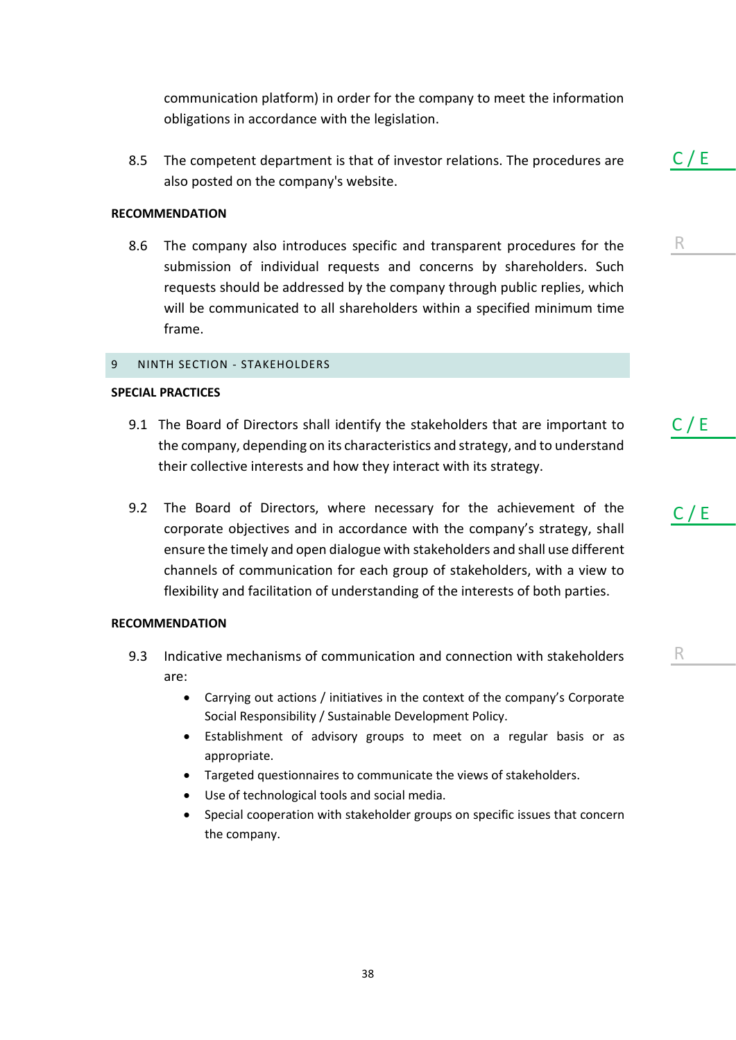communication platform) in order for the company to meet the information obligations in accordance with the legislation.

8.5 The competent department is that of investor relations. The procedures are also posted on the company's website. C / E

**RECOMMENDATION**

8.6 The company also introduces specific and transparent procedures for the submission of individual requests and concerns by shareholders. Such requests should be addressed by the company through public replies, which will be communicated to all shareholders within a specified minimum time frame. R

## 9 NINTH SECTION - STAKEHOLDERS

**SPECIAL PRACTICES**

9.1 The Board of Directors shall identify the stakeholders that are important to the company, depending on its characteristics and strategy, and to understand their collective interests and how they interact with its strategy. C / E

9.2 The Board of Directors, where necessary for the achievement of the corporate objectives and in accordance with the company's strategy, shall ensure the timely and open dialogue with stakeholders and shall use different channels of communication for each group of stakeholders, with a view to flexibility and facilitation of understanding of the interests of both parties. C / E

**RECOMMENDATION**

9.3 Indicative mechanisms of communication and connection with stakeholders are: R

- Carrying out actions / initiatives in the context of the company's Corporate Social Responsibility / Sustainable Development Policy.
- Establishment of advisory groups to meet on a regular basis or as appropriate.
- Targeted questionnaires to communicate the views of stakeholders.
- Use of technological tools and social media.
- Special cooperation with stakeholder groups on specific issues that concern the company.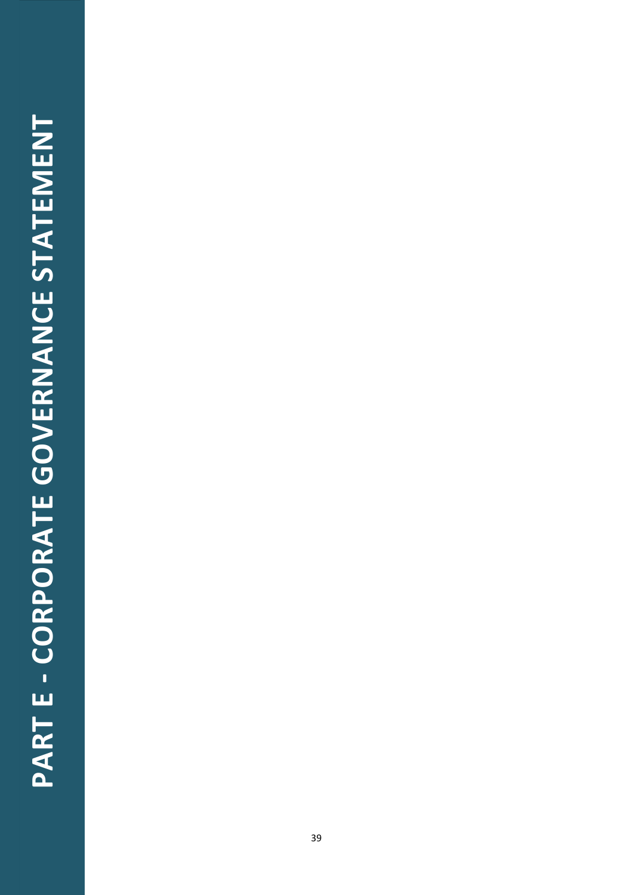# PART E - CORPORATE GOVERNANCE STATEMENT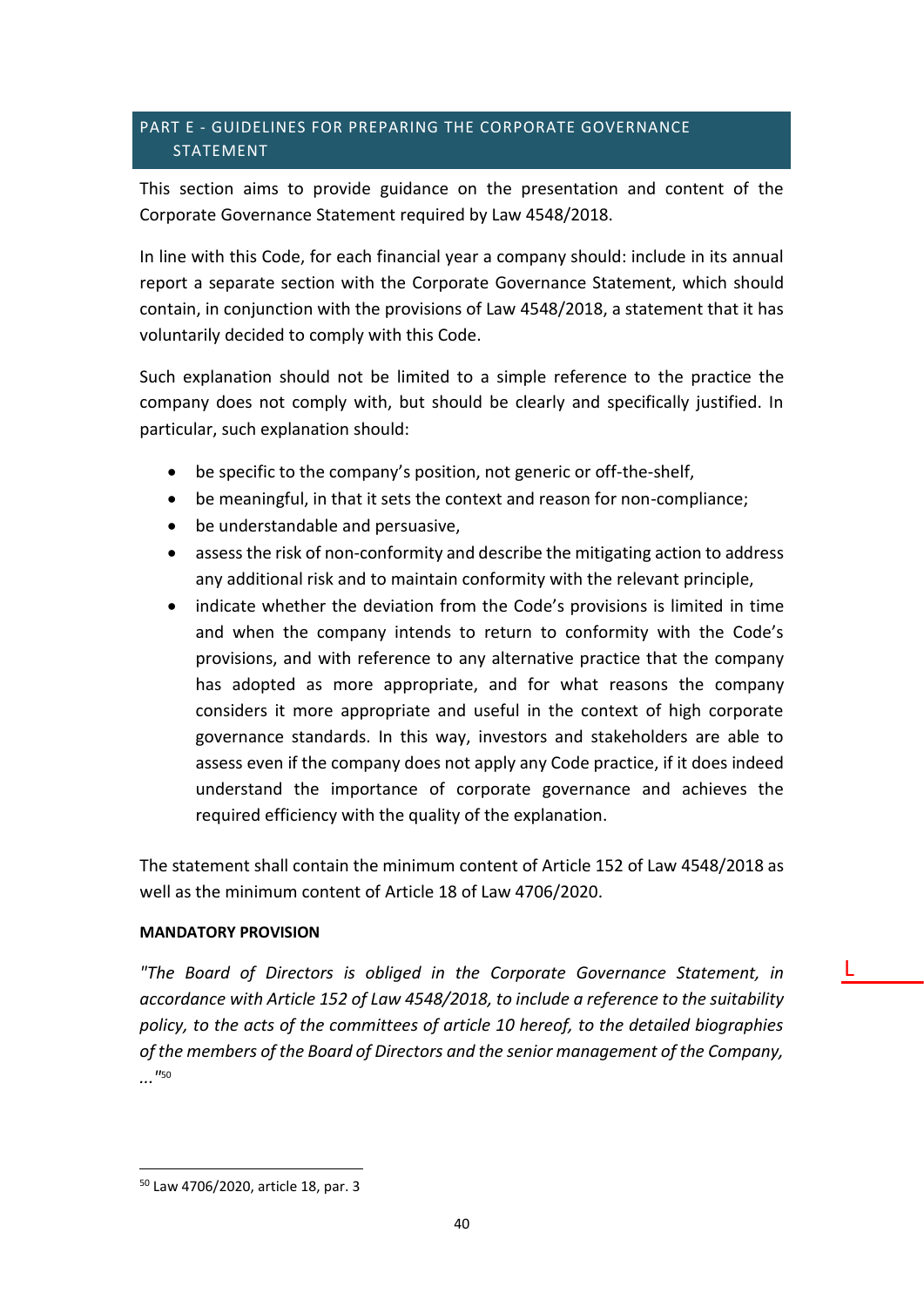## PART E - GUIDELINES FOR PREPARING THE CORPORATE GOVERNANCE STATEMENT

This section aims to provide guidance on the presentation and content of the Corporate Governance Statement required by Law 4548/2018.

In line with this Code, for each financial year a company should: include in its annual report a separate section with the Corporate Governance Statement, which should contain, in conjunction with the provisions of Law 4548/2018, a statement that it has voluntarily decided to comply with this Code.

Such explanation should not be limited to a simple reference to the practice the company does not comply with, but should be clearly and specifically justified. In particular, such explanation should:

- be specific to the company's position, not generic or off-the-shelf,
- be meaningful, in that it sets the context and reason for non-compliance;
- be understandable and persuasive,
- assess the risk of non-conformity and describe the mitigating action to address any additional risk and to maintain conformity with the relevant principle,
- indicate whether the deviation from the Code's provisions is limited in time and when the company intends to return to conformity with the Code's provisions, and with reference to any alternative practice that the company has adopted as more appropriate, and for what reasons the company considers it more appropriate and useful in the context of high corporate governance standards. In this way, investors and stakeholders are able to assess even if the company does not apply any Code practice, if it does indeed understand the importance of corporate governance and achieves the required efficiency with the quality of the explanation.

The statement shall contain the minimum content of Article 152 of Law 4548/2018 as well as the minimum content of Article 18 of Law 4706/2020.

**MANDATORY PROVISION**

*"The Board of Directors is obliged in the Corporate Governance Statement, in accordance with Article 152 of Law 4548/2018, to include a reference to the suitability policy, to the acts of the committees of article 10 hereof, to the detailed biographies of the members of the Board of Directors and the senior management of the Company, ..."*[50]

[50] Law 4706/2020, article 18, par. 3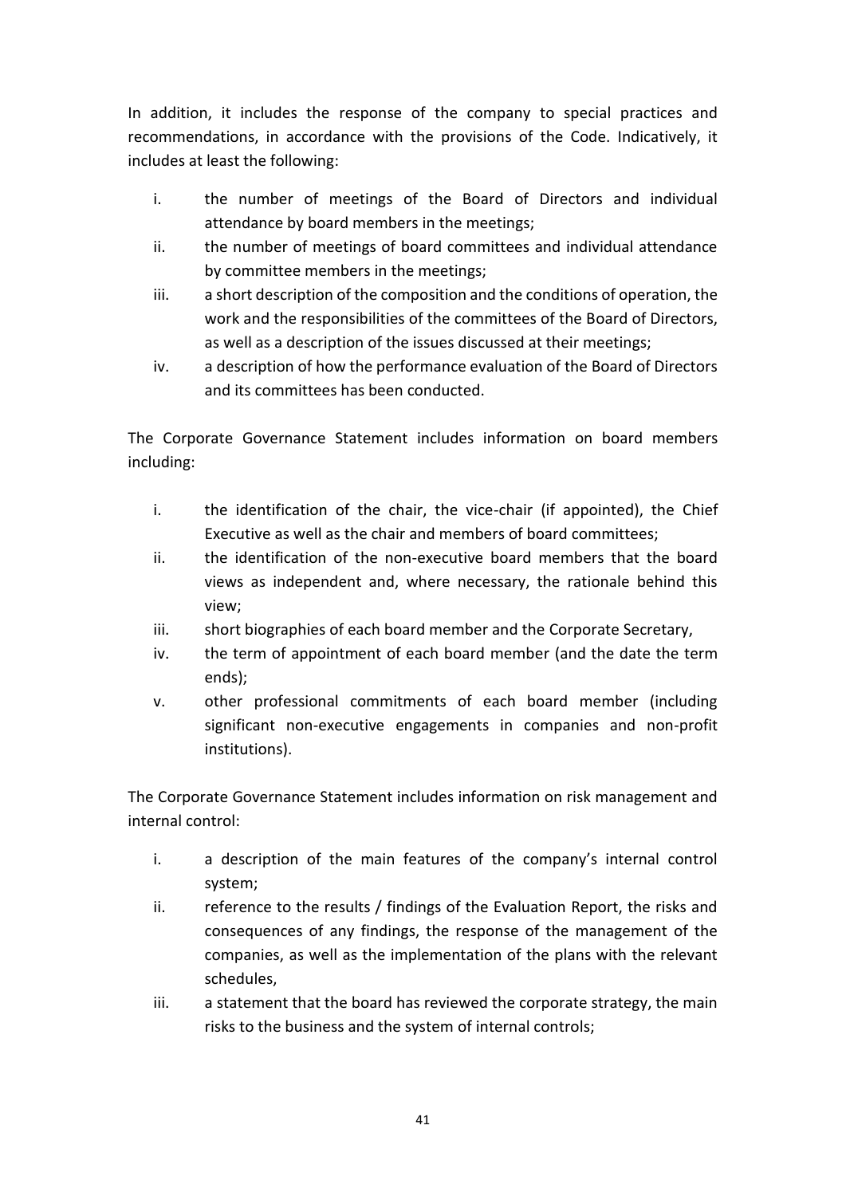In addition, it includes the response of the company to special practices and recommendations, in accordance with the provisions of the Code. Indicatively, it includes at least the following:

i. the number of meetings of the Board of Directors and individual attendance by board members in the meetings;
ii. the number of meetings of board committees and individual attendance by committee members in the meetings;
iii. a short description of the composition and the conditions of operation, the work and the responsibilities of the committees of the Board of Directors, as well as a description of the issues discussed at their meetings;
iv. a description of how the performance evaluation of the Board of Directors and its committees has been conducted.

The Corporate Governance Statement includes information on board members including:

i. the identification of the chair, the vice-chair (if appointed), the Chief Executive as well as the chair and members of board committees;
ii. the identification of the non-executive board members that the board views as independent and, where necessary, the rationale behind this view;
iii. short biographies of each board member and the Corporate Secretary,
iv. the term of appointment of each board member (and the date the term ends);
v. other professional commitments of each board member (including significant non-executive engagements in companies and non-profit institutions).

The Corporate Governance Statement includes information on risk management and internal control:

i. a description of the main features of the company's internal control system;
ii. reference to the results / findings of the Evaluation Report, the risks and consequences of any findings, the response of the management of the companies, as well as the implementation of the plans with the relevant schedules,
iii. a statement that the board has reviewed the corporate strategy, the main risks to the business and the system of internal controls;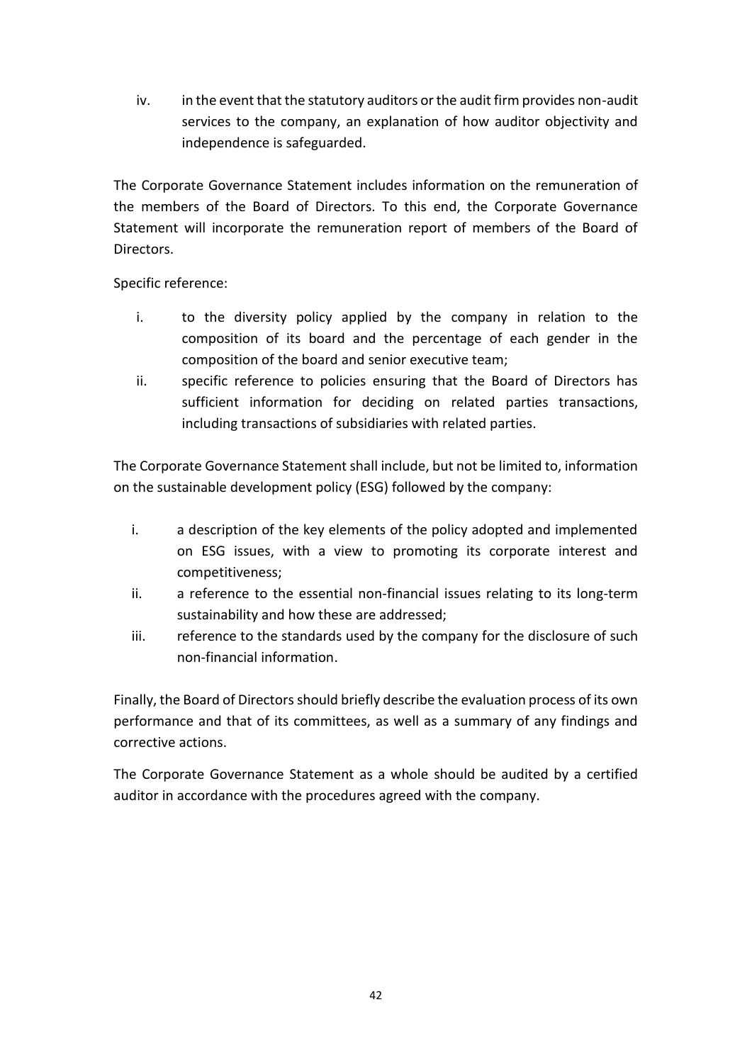iv. in the event that the statutory auditors or the audit firm provides non-audit services to the company, an explanation of how auditor objectivity and independence is safeguarded.

The Corporate Governance Statement includes information on the remuneration of the members of the Board of Directors. To this end, the Corporate Governance Statement will incorporate the remuneration report of members of the Board of Directors.

Specific reference:

i. to the diversity policy applied by the company in relation to the composition of its board and the percentage of each gender in the composition of the board and senior executive team;
ii. specific reference to policies ensuring that the Board of Directors has sufficient information for deciding on related parties transactions, including transactions of subsidiaries with related parties.

The Corporate Governance Statement shall include, but not be limited to, information on the sustainable development policy (ESG) followed by the company:

i. a description of the key elements of the policy adopted and implemented on ESG issues, with a view to promoting its corporate interest and competitiveness;
ii. a reference to the essential non-financial issues relating to its long-term sustainability and how these are addressed;
iii. reference to the standards used by the company for the disclosure of such non-financial information.

Finally, the Board of Directors should briefly describe the evaluation process of its own performance and that of its committees, as well as a summary of any findings and corrective actions.

The Corporate Governance Statement as a whole should be audited by a certified auditor in accordance with the procedures agreed with the company.